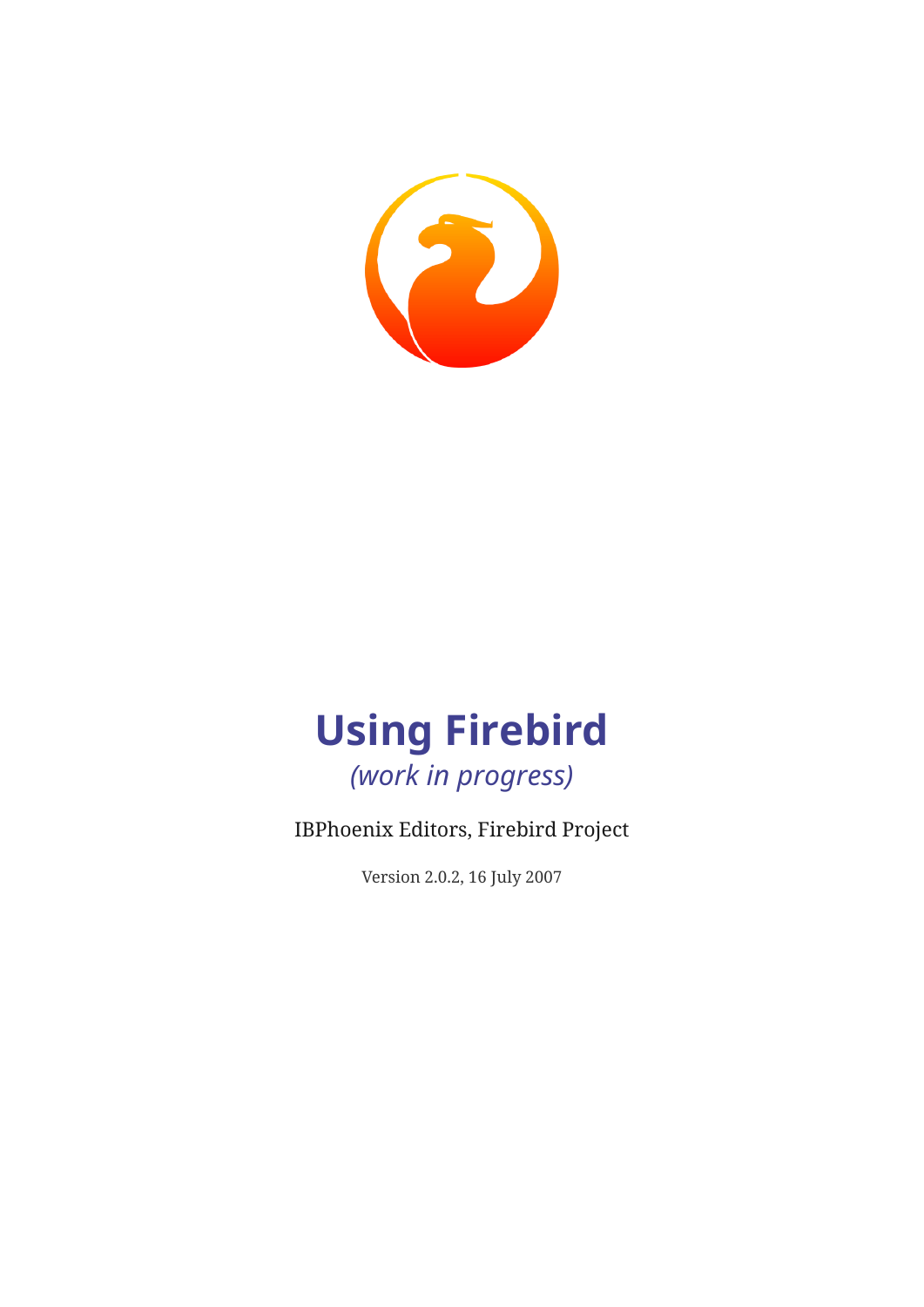# Using Firebird

*(work in progress)*

IBPhoenix Editors, Firebird Project

Version 2.0.2, 16 July 2007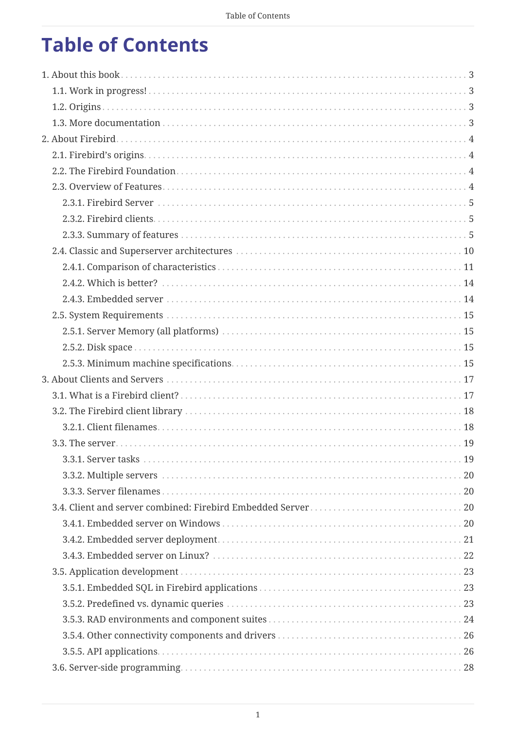# Table of Contents

- 1. About this book ... 3
  - 1.1. Work in progress! ... 3
  - 1.2. Origins ... 3
  - 1.3. More documentation ... 3
- 2. About Firebird ... 4
  - 2.1. Firebird's origins ... 4
  - 2.2. The Firebird Foundation ... 4
  - 2.3. Overview of Features ... 4
    - 2.3.1. Firebird Server ... 5
    - 2.3.2. Firebird clients ... 5
    - 2.3.3. Summary of features ... 5
  - 2.4. Classic and Superserver architectures ... 10
    - 2.4.1. Comparison of characteristics ... 11
    - 2.4.2. Which is better? ... 14
    - 2.4.3. Embedded server ... 14
  - 2.5. System Requirements ... 15
    - 2.5.1. Server Memory (all platforms) ... 15
    - 2.5.2. Disk space ... 15
    - 2.5.3. Minimum machine specifications ... 15
- 3. About Clients and Servers ... 17
  - 3.1. What is a Firebird client? ... 17
  - 3.2. The Firebird client library ... 18
    - 3.2.1. Client filenames ... 18
  - 3.3. The server ... 19
    - 3.3.1. Server tasks ... 19
    - 3.3.2. Multiple servers ... 20
    - 3.3.3. Server filenames ... 20
  - 3.4. Client and server combined: Firebird Embedded Server ... 20
    - 3.4.1. Embedded server on Windows ... 20
    - 3.4.2. Embedded server deployment ... 21
    - 3.4.3. Embedded server on Linux? ... 22
  - 3.5. Application development ... 23
    - 3.5.1. Embedded SQL in Firebird applications ... 23
    - 3.5.2. Predefined vs. dynamic queries ... 23
    - 3.5.3. RAD environments and component suites ... 24
    - 3.5.4. Other connectivity components and drivers ... 26
    - 3.5.5. API applications ... 26
  - 3.6. Server-side programming ... 28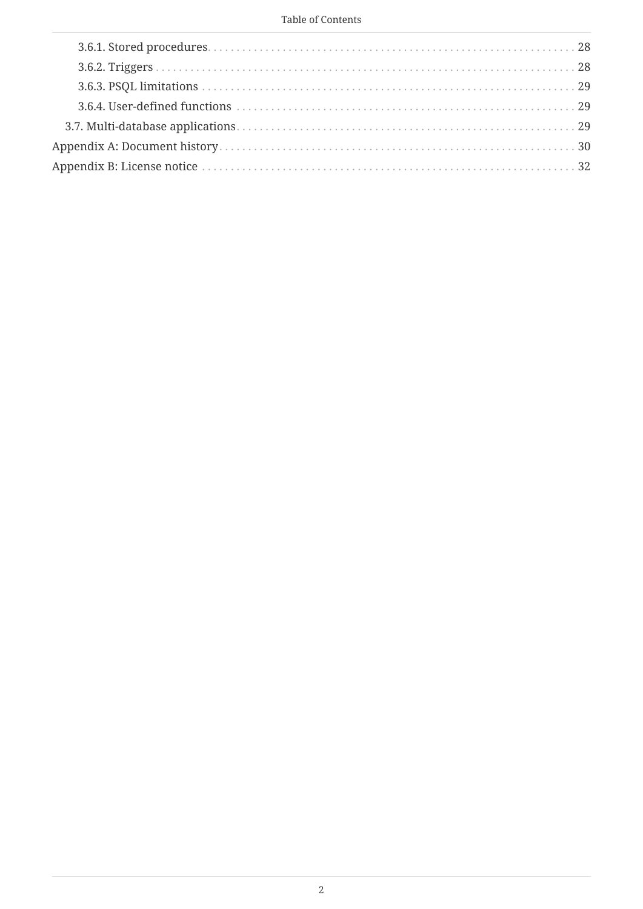- 3.6.1. Stored procedures 28
- 3.6.2. Triggers 28
- 3.6.3. PSQL limitations 29
- 3.6.4. User-defined functions 29
- 3.7. Multi-database applications 29
- Appendix A: Document history 30
- Appendix B: License notice 32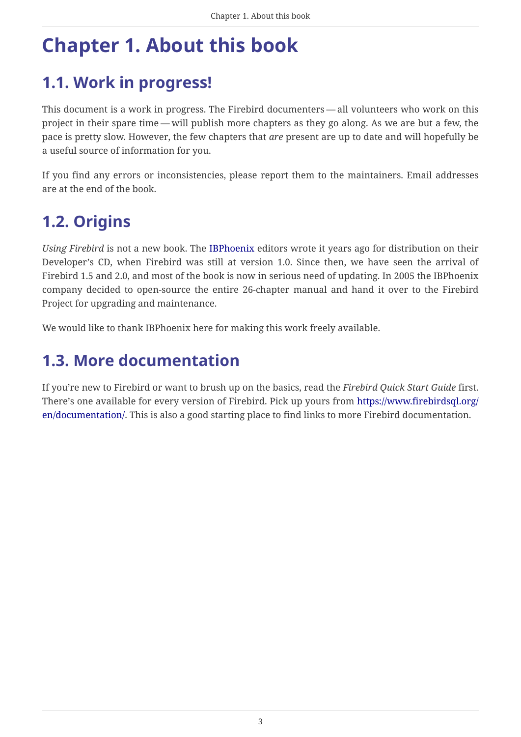# Chapter 1. About this book

## 1.1. Work in progress!

This document is a work in progress. The Firebird documenters — all volunteers who work on this project in their spare time — will publish more chapters as they go along. As we are but a few, the pace is pretty slow. However, the few chapters that *are* present are up to date and will hopefully be a useful source of information for you.

If you find any errors or inconsistencies, please report them to the maintainers. Email addresses are at the end of the book.

## 1.2. Origins

*Using Firebird* is not a new book. The IBPhoenix editors wrote it years ago for distribution on their Developer's CD, when Firebird was still at version 1.0. Since then, we have seen the arrival of Firebird 1.5 and 2.0, and most of the book is now in serious need of updating. In 2005 the IBPhoenix company decided to open-source the entire 26-chapter manual and hand it over to the Firebird Project for upgrading and maintenance.

We would like to thank IBPhoenix here for making this work freely available.

## 1.3. More documentation

If you're new to Firebird or want to brush up on the basics, read the *Firebird Quick Start Guide* first. There's one available for every version of Firebird. Pick up yours from https://www.firebirdsql.org/en/documentation/. This is also a good starting place to find links to more Firebird documentation.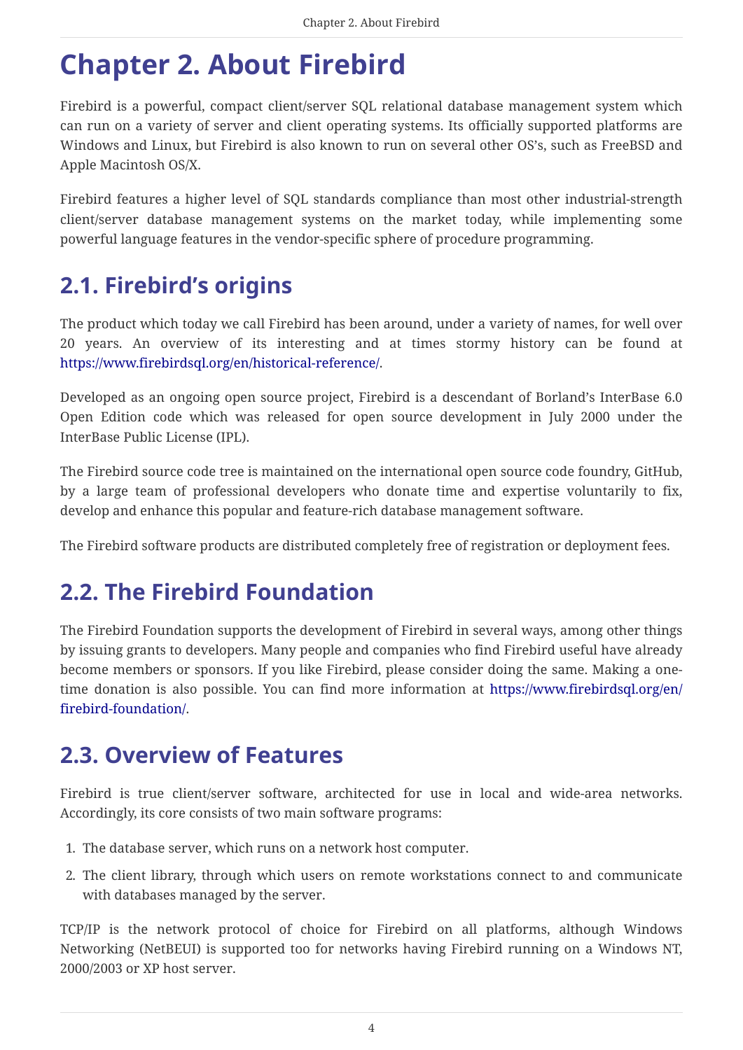# Chapter 2. About Firebird

Firebird is a powerful, compact client/server SQL relational database management system which can run on a variety of server and client operating systems. Its officially supported platforms are Windows and Linux, but Firebird is also known to run on several other OS's, such as FreeBSD and Apple Macintosh OS/X.

Firebird features a higher level of SQL standards compliance than most other industrial-strength client/server database management systems on the market today, while implementing some powerful language features in the vendor-specific sphere of procedure programming.

## 2.1. Firebird's origins

The product which today we call Firebird has been around, under a variety of names, for well over 20 years. An overview of its interesting and at times stormy history can be found at https://www.firebirdsql.org/en/historical-reference/.

Developed as an ongoing open source project, Firebird is a descendant of Borland's InterBase 6.0 Open Edition code which was released for open source development in July 2000 under the InterBase Public License (IPL).

The Firebird source code tree is maintained on the international open source code foundry, GitHub, by a large team of professional developers who donate time and expertise voluntarily to fix, develop and enhance this popular and feature-rich database management software.

The Firebird software products are distributed completely free of registration or deployment fees.

## 2.2. The Firebird Foundation

The Firebird Foundation supports the development of Firebird in several ways, among other things by issuing grants to developers. Many people and companies who find Firebird useful have already become members or sponsors. If you like Firebird, please consider doing the same. Making a one-time donation is also possible. You can find more information at https://www.firebirdsql.org/en/firebird-foundation/.

## 2.3. Overview of Features

Firebird is true client/server software, architected for use in local and wide-area networks. Accordingly, its core consists of two main software programs:

1. The database server, which runs on a network host computer.
2. The client library, through which users on remote workstations connect to and communicate with databases managed by the server.

TCP/IP is the network protocol of choice for Firebird on all platforms, although Windows Networking (NetBEUI) is supported too for networks having Firebird running on a Windows NT, 2000/2003 or XP host server.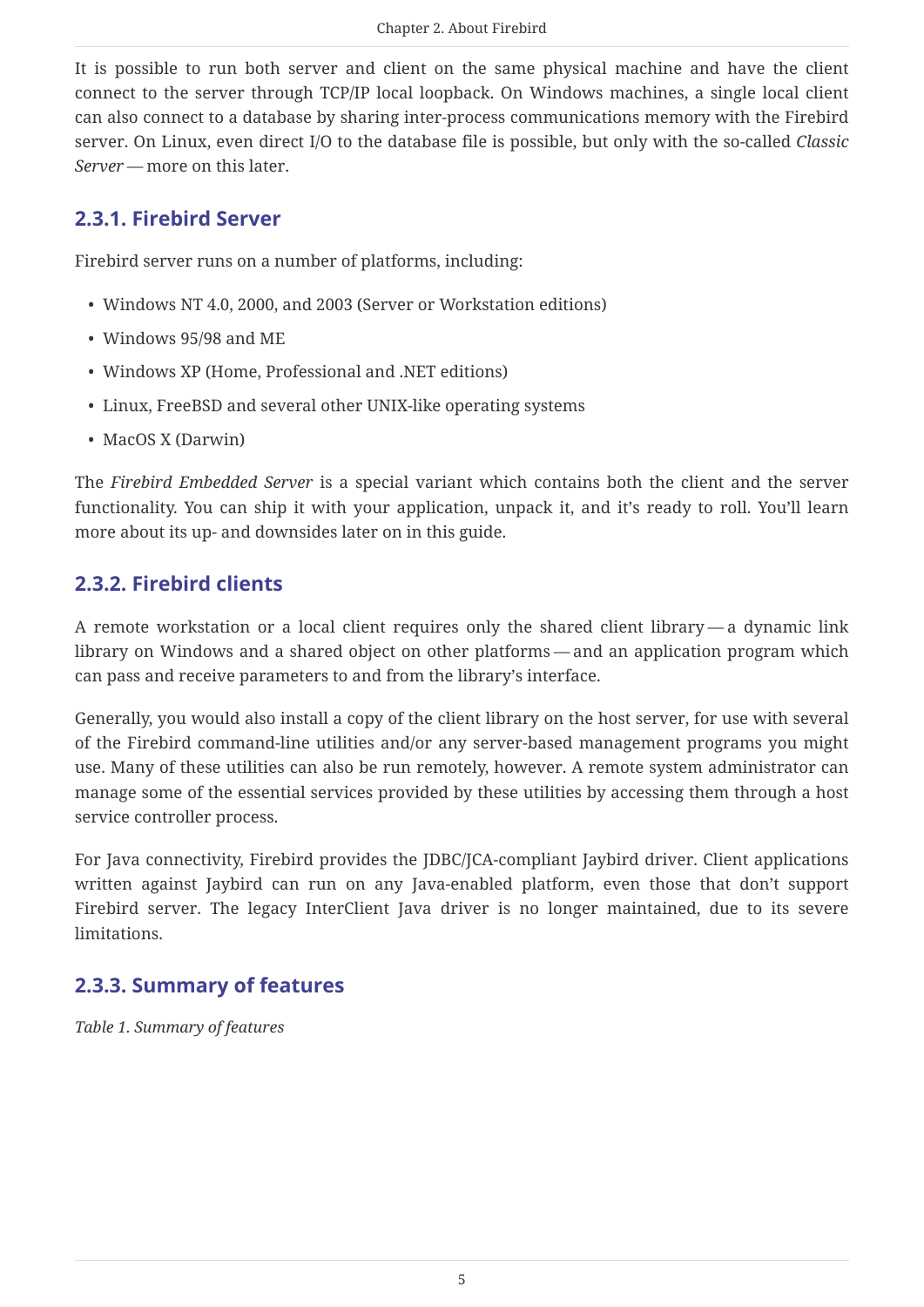It is possible to run both server and client on the same physical machine and have the client connect to the server through TCP/IP local loopback. On Windows machines, a single local client can also connect to a database by sharing inter-process communications memory with the Firebird server. On Linux, even direct I/O to the database file is possible, but only with the so-called *Classic Server* — more on this later.

### 2.3.1. Firebird Server

Firebird server runs on a number of platforms, including:

- Windows NT 4.0, 2000, and 2003 (Server or Workstation editions)
- Windows 95/98 and ME
- Windows XP (Home, Professional and .NET editions)
- Linux, FreeBSD and several other UNIX-like operating systems
- MacOS X (Darwin)

The *Firebird Embedded Server* is a special variant which contains both the client and the server functionality. You can ship it with your application, unpack it, and it's ready to roll. You'll learn more about its up- and downsides later on in this guide.

### 2.3.2. Firebird clients

A remote workstation or a local client requires only the shared client library — a dynamic link library on Windows and a shared object on other platforms — and an application program which can pass and receive parameters to and from the library's interface.

Generally, you would also install a copy of the client library on the host server, for use with several of the Firebird command-line utilities and/or any server-based management programs you might use. Many of these utilities can also be run remotely, however. A remote system administrator can manage some of the essential services provided by these utilities by accessing them through a host service controller process.

For Java connectivity, Firebird provides the JDBC/JCA-compliant Jaybird driver. Client applications written against Jaybird can run on any Java-enabled platform, even those that don't support Firebird server. The legacy InterClient Java driver is no longer maintained, due to its severe limitations.

### 2.3.3. Summary of features

*Table 1. Summary of features*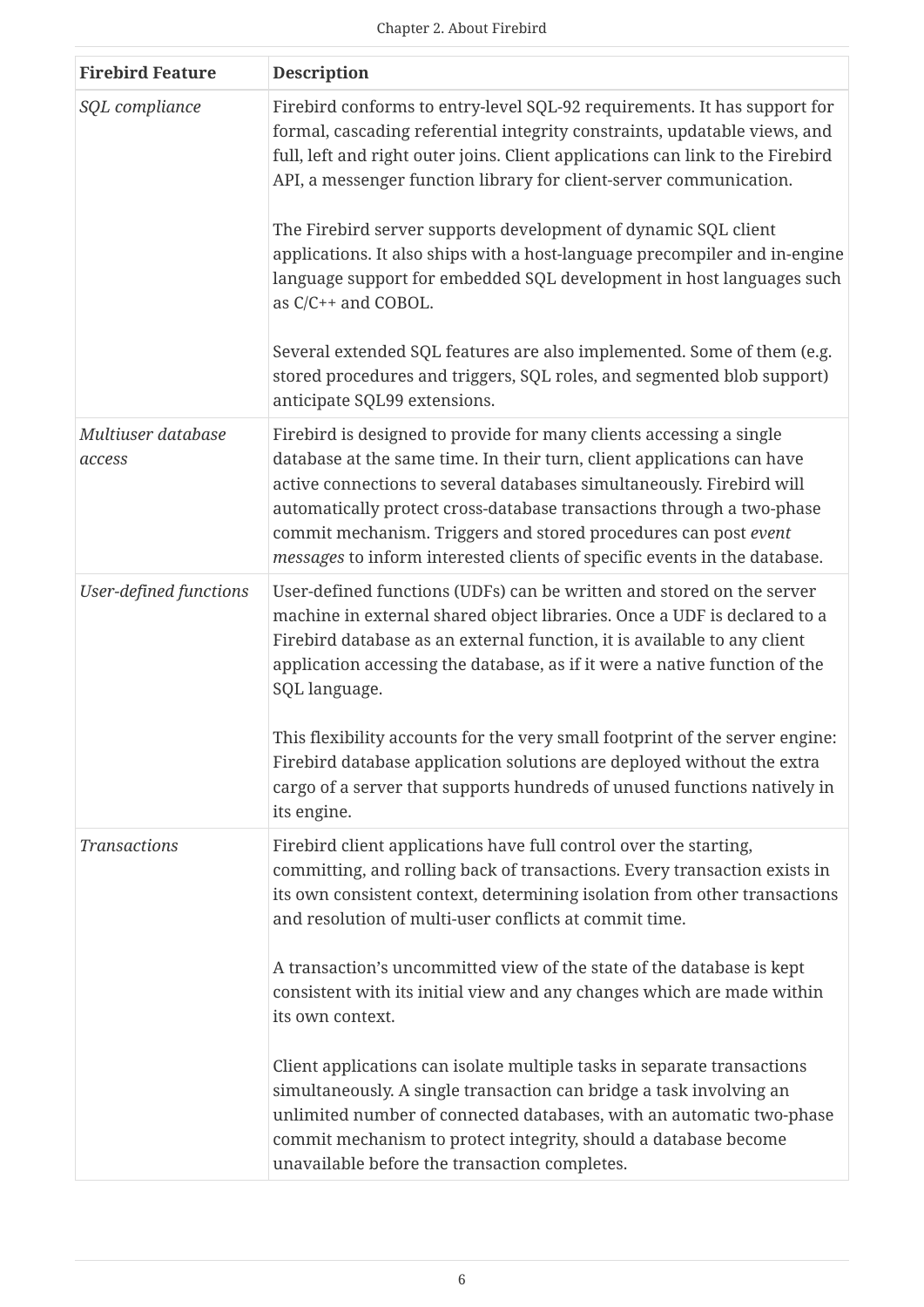| Firebird Feature | Description |
|---|---|
| *SQL compliance* | Firebird conforms to entry-level SQL-92 requirements. It has support for formal, cascading referential integrity constraints, updatable views, and full, left and right outer joins. Client applications can link to the Firebird API, a messenger function library for client-server communication.<br><br>The Firebird server supports development of dynamic SQL client applications. It also ships with a host-language precompiler and in-engine language support for embedded SQL development in host languages such as C/C++ and COBOL.<br><br>Several extended SQL features are also implemented. Some of them (e.g. stored procedures and triggers, SQL roles, and segmented blob support) anticipate SQL99 extensions. |
| *Multiuser database access* | Firebird is designed to provide for many clients accessing a single database at the same time. In their turn, client applications can have active connections to several databases simultaneously. Firebird will automatically protect cross-database transactions through a two-phase commit mechanism. Triggers and stored procedures can post *event messages* to inform interested clients of specific events in the database. |
| *User-defined functions* | User-defined functions (UDFs) can be written and stored on the server machine in external shared object libraries. Once a UDF is declared to a Firebird database as an external function, it is available to any client application accessing the database, as if it were a native function of the SQL language.<br><br>This flexibility accounts for the very small footprint of the server engine: Firebird database application solutions are deployed without the extra cargo of a server that supports hundreds of unused functions natively in its engine. |
| *Transactions* | Firebird client applications have full control over the starting, committing, and rolling back of transactions. Every transaction exists in its own consistent context, determining isolation from other transactions and resolution of multi-user conflicts at commit time.<br><br>A transaction's uncommitted view of the state of the database is kept consistent with its initial view and any changes which are made within its own context.<br><br>Client applications can isolate multiple tasks in separate transactions simultaneously. A single transaction can bridge a task involving an unlimited number of connected databases, with an automatic two-phase commit mechanism to protect integrity, should a database become unavailable before the transaction completes. |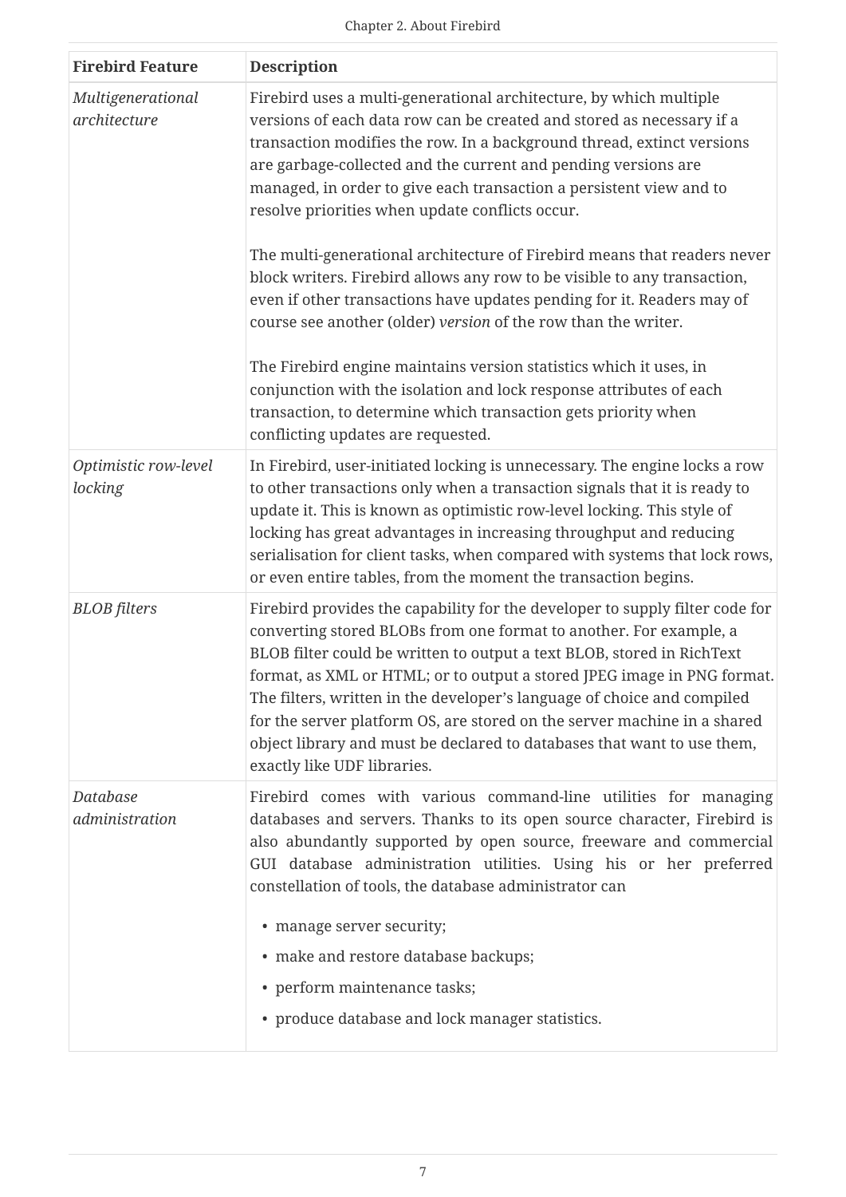| Firebird Feature | Description |
| --- | --- |
| *Multigenerational architecture* | Firebird uses a multi-generational architecture, by which multiple versions of each data row can be created and stored as necessary if a transaction modifies the row. In a background thread, extinct versions are garbage-collected and the current and pending versions are managed, in order to give each transaction a persistent view and to resolve priorities when update conflicts occur.<br><br>The multi-generational architecture of Firebird means that readers never block writers. Firebird allows any row to be visible to any transaction, even if other transactions have updates pending for it. Readers may of course see another (older) *version* of the row than the writer.<br><br>The Firebird engine maintains version statistics which it uses, in conjunction with the isolation and lock response attributes of each transaction, to determine which transaction gets priority when conflicting updates are requested. |
| *Optimistic row-level locking* | In Firebird, user-initiated locking is unnecessary. The engine locks a row to other transactions only when a transaction signals that it is ready to update it. This is known as optimistic row-level locking. This style of locking has great advantages in increasing throughput and reducing serialisation for client tasks, when compared with systems that lock rows, or even entire tables, from the moment the transaction begins. |
| *BLOB filters* | Firebird provides the capability for the developer to supply filter code for converting stored BLOBs from one format to another. For example, a BLOB filter could be written to output a text BLOB, stored in RichText format, as XML or HTML; or to output a stored JPEG image in PNG format. The filters, written in the developer's language of choice and compiled for the server platform OS, are stored on the server machine in a shared object library and must be declared to databases that want to use them, exactly like UDF libraries. |
| *Database administration* | Firebird comes with various command-line utilities for managing databases and servers. Thanks to its open source character, Firebird is also abundantly supported by open source, freeware and commercial GUI database administration utilities. Using his or her preferred constellation of tools, the database administrator can<br><br>• manage server security;<br>• make and restore database backups;<br>• perform maintenance tasks;<br>• produce database and lock manager statistics. |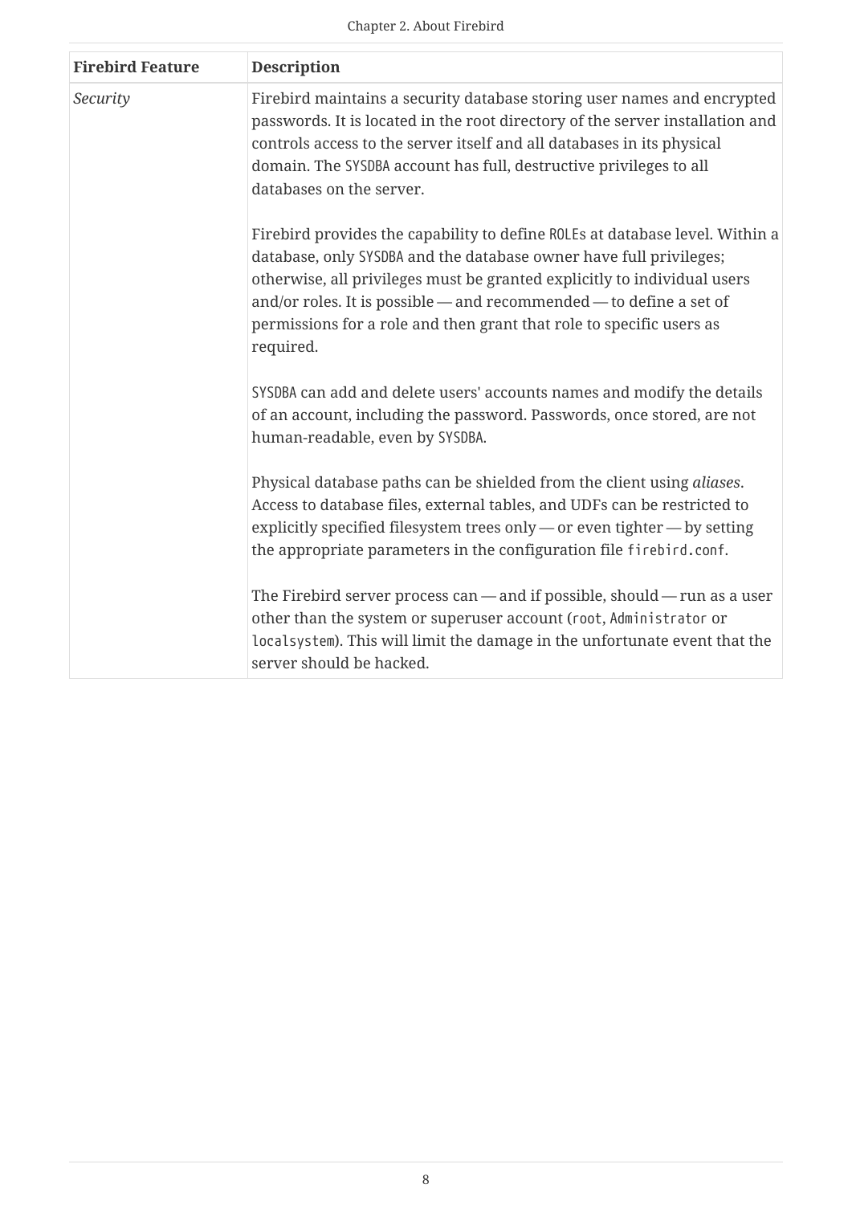| Firebird Feature | Description |
| --- | --- |
| *Security* | Firebird maintains a security database storing user names and encrypted passwords. It is located in the root directory of the server installation and controls access to the server itself and all databases in its physical domain. The `SYSDBA` account has full, destructive privileges to all databases on the server.<br><br>Firebird provides the capability to define `ROLE`s at database level. Within a database, only `SYSDBA` and the database owner have full privileges; otherwise, all privileges must be granted explicitly to individual users and/or roles. It is possible — and recommended — to define a set of permissions for a role and then grant that role to specific users as required.<br><br>`SYSDBA` can add and delete users' accounts names and modify the details of an account, including the password. Passwords, once stored, are not human-readable, even by `SYSDBA`.<br><br>Physical database paths can be shielded from the client using *aliases*. Access to database files, external tables, and UDFs can be restricted to explicitly specified filesystem trees only — or even tighter — by setting the appropriate parameters in the configuration file `firebird.conf`.<br><br>The Firebird server process can — and if possible, should — run as a user other than the system or superuser account (`root`, `Administrator` or `localsystem`). This will limit the damage in the unfortunate event that the server should be hacked. |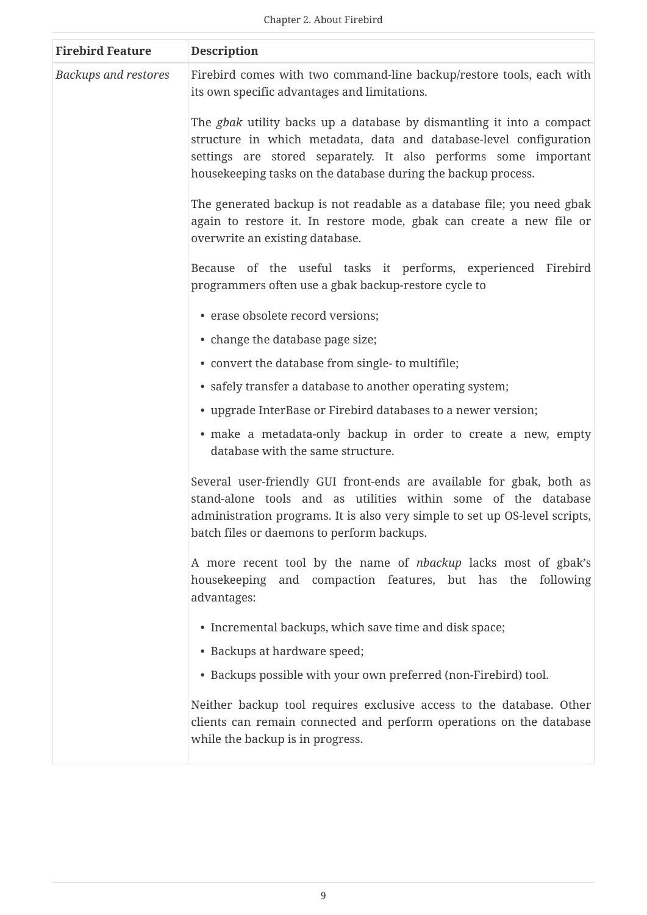| Firebird Feature | Description |
| --- | --- |
| *Backups and restores* | Firebird comes with two command-line backup/restore tools, each with its own specific advantages and limitations.<br><br>The *gbak* utility backs up a database by dismantling it into a compact structure in which metadata, data and database-level configuration settings are stored separately. It also performs some important housekeeping tasks on the database during the backup process.<br><br>The generated backup is not readable as a database file; you need gbak again to restore it. In restore mode, gbak can create a new file or overwrite an existing database.<br><br>Because of the useful tasks it performs, experienced Firebird programmers often use a gbak backup-restore cycle to<br><br>• erase obsolete record versions;<br>• change the database page size;<br>• convert the database from single- to multifile;<br>• safely transfer a database to another operating system;<br>• upgrade InterBase or Firebird databases to a newer version;<br>• make a metadata-only backup in order to create a new, empty database with the same structure.<br><br>Several user-friendly GUI front-ends are available for gbak, both as stand-alone tools and as utilities within some of the database administration programs. It is also very simple to set up OS-level scripts, batch files or daemons to perform backups.<br><br>A more recent tool by the name of *nbackup* lacks most of gbak's housekeeping and compaction features, but has the following advantages:<br><br>• Incremental backups, which save time and disk space;<br>• Backups at hardware speed;<br>• Backups possible with your own preferred (non-Firebird) tool.<br><br>Neither backup tool requires exclusive access to the database. Other clients can remain connected and perform operations on the database while the backup is in progress. |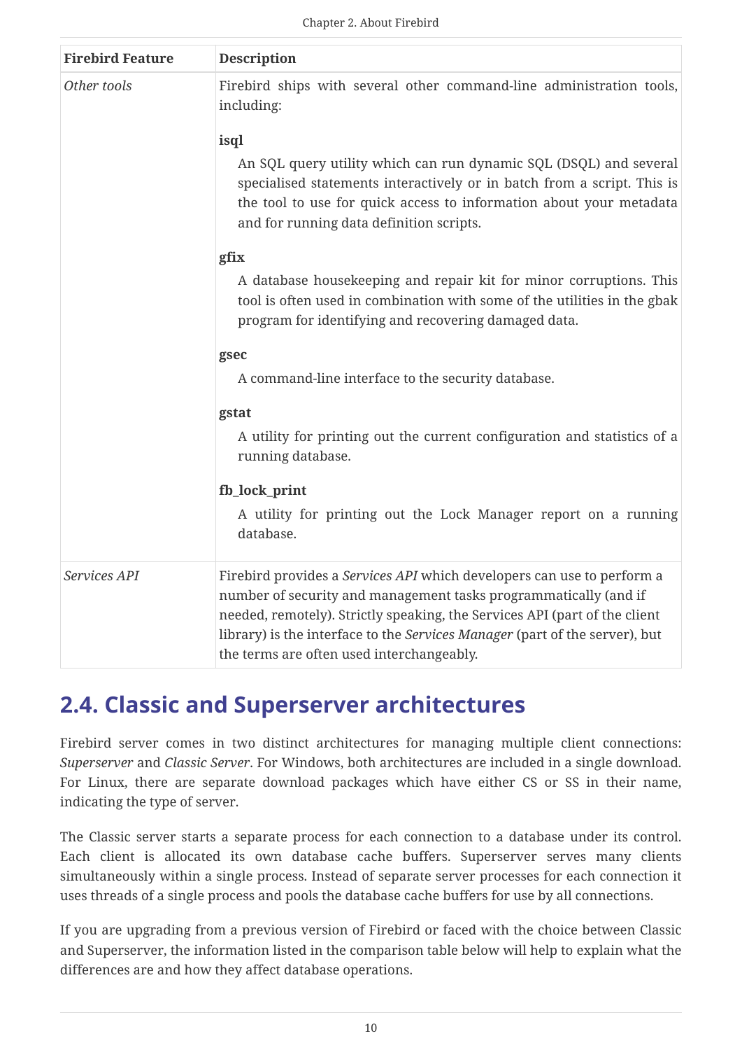| Firebird Feature | Description |
|---|---|
| *Other tools* | Firebird ships with several other command-line administration tools, including:<br><br>**isql**<br>An SQL query utility which can run dynamic SQL (DSQL) and several specialised statements interactively or in batch from a script. This is the tool to use for quick access to information about your metadata and for running data definition scripts.<br><br>**gfix**<br>A database housekeeping and repair kit for minor corruptions. This tool is often used in combination with some of the utilities in the gbak program for identifying and recovering damaged data.<br><br>**gsec**<br>A command-line interface to the security database.<br><br>**gstat**<br>A utility for printing out the current configuration and statistics of a running database.<br><br>**fb_lock_print**<br>A utility for printing out the Lock Manager report on a running database. |
| *Services API* | Firebird provides a *Services API* which developers can use to perform a number of security and management tasks programmatically (and if needed, remotely). Strictly speaking, the Services API (part of the client library) is the interface to the *Services Manager* (part of the server), but the terms are often used interchangeably. |

## 2.4. Classic and Superserver architectures

Firebird server comes in two distinct architectures for managing multiple client connections: *Superserver* and *Classic Server*. For Windows, both architectures are included in a single download. For Linux, there are separate download packages which have either CS or SS in their name, indicating the type of server.

The Classic server starts a separate process for each connection to a database under its control. Each client is allocated its own database cache buffers. Superserver serves many clients simultaneously within a single process. Instead of separate server processes for each connection it uses threads of a single process and pools the database cache buffers for use by all connections.

If you are upgrading from a previous version of Firebird or faced with the choice between Classic and Superserver, the information listed in the comparison table below will help to explain what the differences are and how they affect database operations.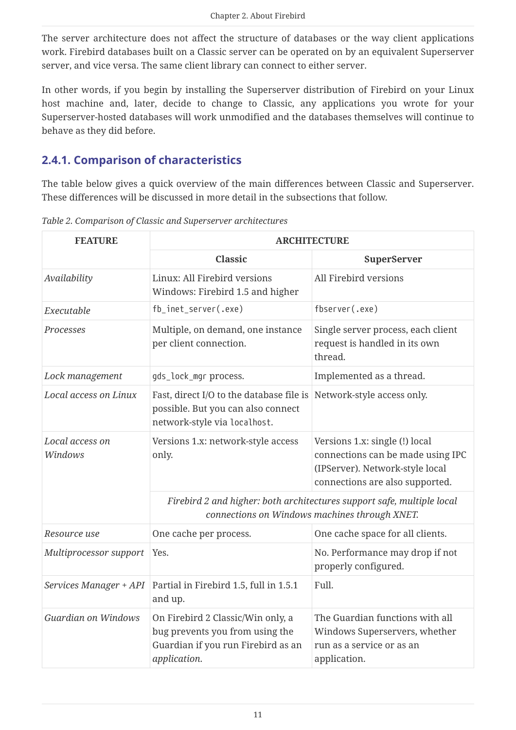The server architecture does not affect the structure of databases or the way client applications work. Firebird databases built on a Classic server can be operated on by an equivalent Superserver server, and vice versa. The same client library can connect to either server.

In other words, if you begin by installing the Superserver distribution of Firebird on your Linux host machine and, later, decide to change to Classic, any applications you wrote for your Superserver-hosted databases will work unmodified and the databases themselves will continue to behave as they did before.

### 2.4.1. Comparison of characteristics

The table below gives a quick overview of the main differences between Classic and Superserver. These differences will be discussed in more detail in the subsections that follow.

*Table 2. Comparison of Classic and Superserver architectures*

| FEATURE | ARCHITECTURE | |
|---|---|---|
| | **Classic** | **SuperServer** |
| *Availability* | Linux: All Firebird versions<br>Windows: Firebird 1.5 and higher | All Firebird versions |
| *Executable* | `fb_inet_server(.exe)` | `fbserver(.exe)` |
| *Processes* | Multiple, on demand, one instance per client connection. | Single server process, each client request is handled in its own thread. |
| *Lock management* | `gds_lock_mgr` process. | Implemented as a thread. |
| *Local access on Linux* | Fast, direct I/O to the database file is possible. But you can also connect network-style via `localhost`. | Network-style access only. |
| *Local access on Windows* | Versions 1.x: network-style access only. | Versions 1.x: single (!) local connections can be made using IPC (IPServer). Network-style local connections are also supported. |
| | *Firebird 2 and higher: both architectures support safe, multiple local connections on Windows machines through XNET.* | |
| *Resource use* | One cache per process. | One cache space for all clients. |
| *Multiprocessor support* | Yes. | No. Performance may drop if not properly configured. |
| *Services Manager + API* | Partial in Firebird 1.5, full in 1.5.1 and up. | Full. |
| *Guardian on Windows* | On Firebird 2 Classic/Win only, a bug prevents you from using the Guardian if you run Firebird as an *application*. | The Guardian functions with all Windows Superservers, whether run as a service or as an application. |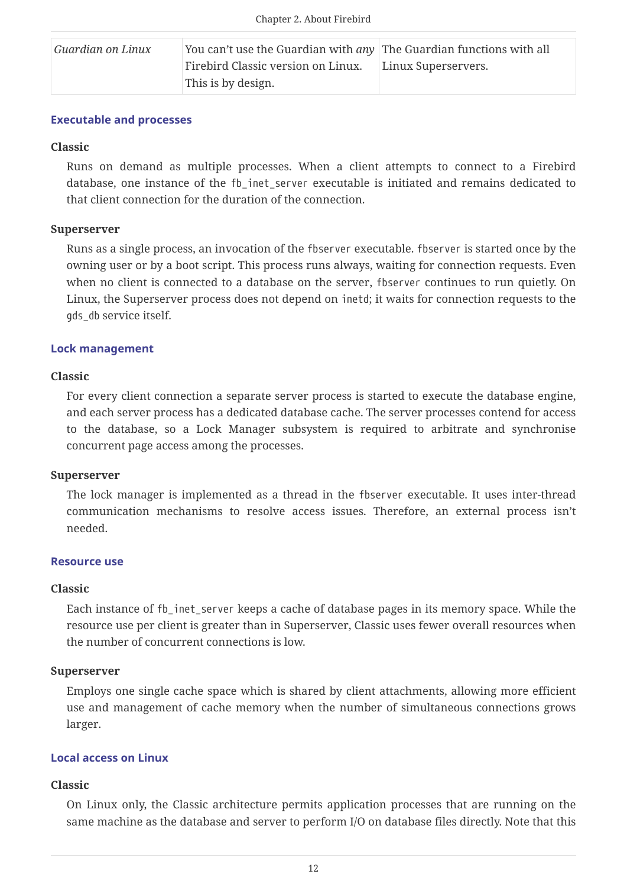| *Guardian on Linux* | You can't use the Guardian with *any* Firebird Classic version on Linux. This is by design. | The Guardian functions with all Linux Superservers. |
|---|---|---|

#### Executable and processes

**Classic**

Runs on demand as multiple processes. When a client attempts to connect to a Firebird database, one instance of the `fb_inet_server` executable is initiated and remains dedicated to that client connection for the duration of the connection.

**Superserver**

Runs as a single process, an invocation of the `fbserver` executable. `fbserver` is started once by the owning user or by a boot script. This process runs always, waiting for connection requests. Even when no client is connected to a database on the server, `fbserver` continues to run quietly. On Linux, the Superserver process does not depend on `inetd`; it waits for connection requests to the `gds_db` service itself.

#### Lock management

**Classic**

For every client connection a separate server process is started to execute the database engine, and each server process has a dedicated database cache. The server processes contend for access to the database, so a Lock Manager subsystem is required to arbitrate and synchronise concurrent page access among the processes.

**Superserver**

The lock manager is implemented as a thread in the `fbserver` executable. It uses inter-thread communication mechanisms to resolve access issues. Therefore, an external process isn't needed.

#### Resource use

**Classic**

Each instance of `fb_inet_server` keeps a cache of database pages in its memory space. While the resource use per client is greater than in Superserver, Classic uses fewer overall resources when the number of concurrent connections is low.

**Superserver**

Employs one single cache space which is shared by client attachments, allowing more efficient use and management of cache memory when the number of simultaneous connections grows larger.

#### Local access on Linux

**Classic**

On Linux only, the Classic architecture permits application processes that are running on the same machine as the database and server to perform I/O on database files directly. Note that this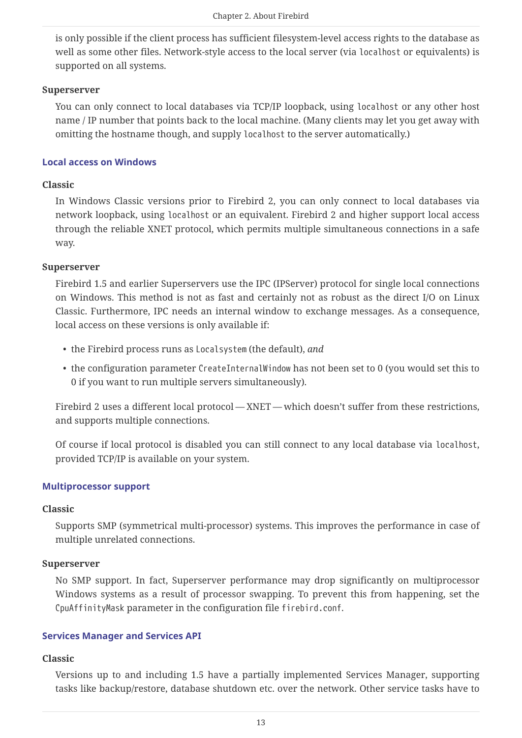is only possible if the client process has sufficient filesystem-level access rights to the database as well as some other files. Network-style access to the local server (via `localhost` or equivalents) is supported on all systems.

**Superserver**

You can only connect to local databases via TCP/IP loopback, using `localhost` or any other host name / IP number that points back to the local machine. (Many clients may let you get away with omitting the hostname though, and supply `localhost` to the server automatically.)

### Local access on Windows

**Classic**

In Windows Classic versions prior to Firebird 2, you can only connect to local databases via network loopback, using `localhost` or an equivalent. Firebird 2 and higher support local access through the reliable XNET protocol, which permits multiple simultaneous connections in a safe way.

**Superserver**

Firebird 1.5 and earlier Superservers use the IPC (IPServer) protocol for single local connections on Windows. This method is not as fast and certainly not as robust as the direct I/O on Linux Classic. Furthermore, IPC needs an internal window to exchange messages. As a consequence, local access on these versions is only available if:

- the Firebird process runs as `Localsystem` (the default), *and*
- the configuration parameter `CreateInternalWindow` has not been set to 0 (you would set this to 0 if you want to run multiple servers simultaneously).

Firebird 2 uses a different local protocol — XNET — which doesn't suffer from these restrictions, and supports multiple connections.

Of course if local protocol is disabled you can still connect to any local database via `localhost`, provided TCP/IP is available on your system.

### Multiprocessor support

**Classic**

Supports SMP (symmetrical multi-processor) systems. This improves the performance in case of multiple unrelated connections.

**Superserver**

No SMP support. In fact, Superserver performance may drop significantly on multiprocessor Windows systems as a result of processor swapping. To prevent this from happening, set the `CpuAffinityMask` parameter in the configuration file `firebird.conf`.

### Services Manager and Services API

**Classic**

Versions up to and including 1.5 have a partially implemented Services Manager, supporting tasks like backup/restore, database shutdown etc. over the network. Other service tasks have to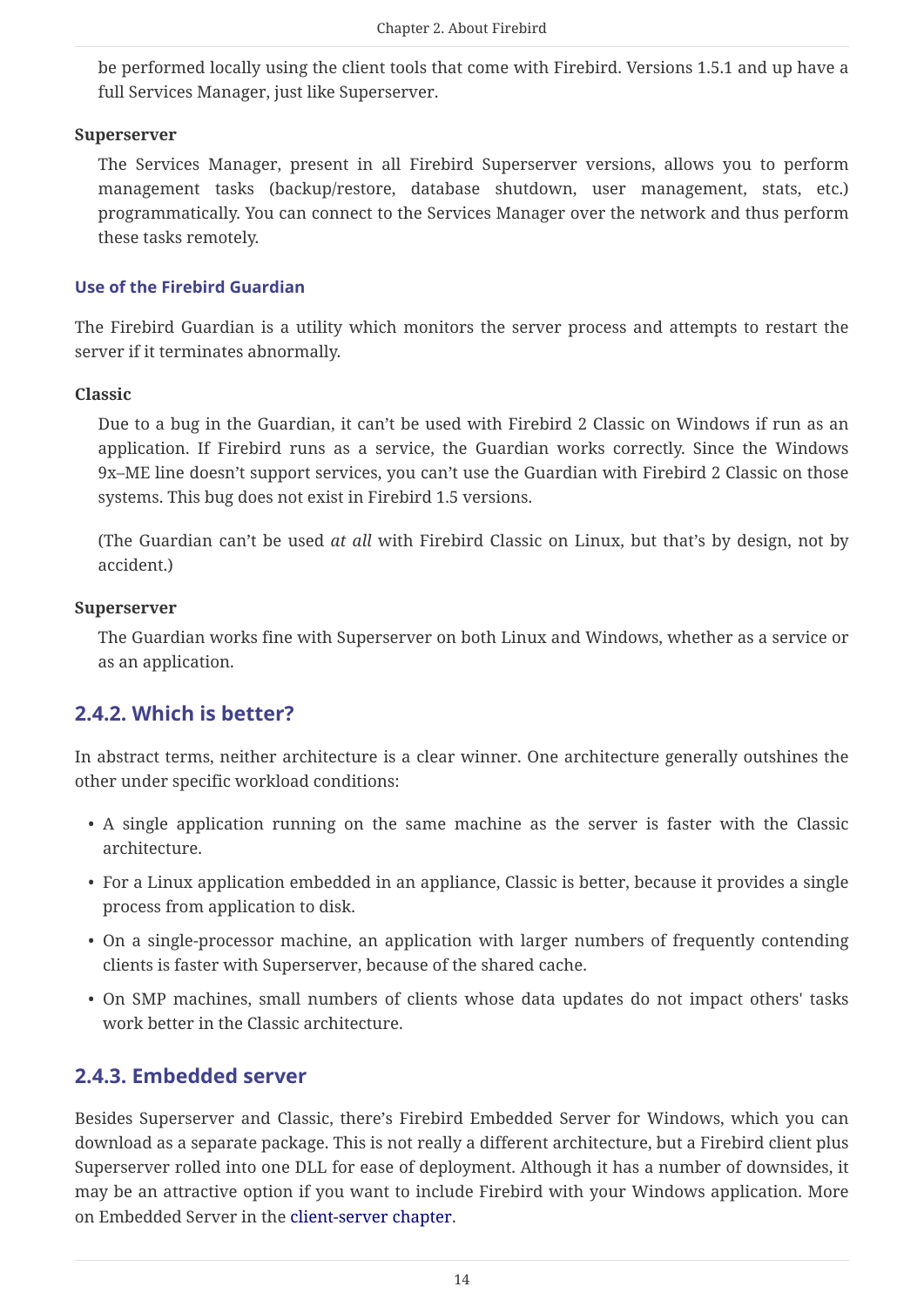be performed locally using the client tools that come with Firebird. Versions 1.5.1 and up have a full Services Manager, just like Superserver.

**Superserver**

The Services Manager, present in all Firebird Superserver versions, allows you to perform management tasks (backup/restore, database shutdown, user management, stats, etc.) programmatically. You can connect to the Services Manager over the network and thus perform these tasks remotely.

#### Use of the Firebird Guardian

The Firebird Guardian is a utility which monitors the server process and attempts to restart the server if it terminates abnormally.

**Classic**

Due to a bug in the Guardian, it can't be used with Firebird 2 Classic on Windows if run as an application. If Firebird runs as a service, the Guardian works correctly. Since the Windows 9x–ME line doesn't support services, you can't use the Guardian with Firebird 2 Classic on those systems. This bug does not exist in Firebird 1.5 versions.

(The Guardian can't be used *at all* with Firebird Classic on Linux, but that's by design, not by accident.)

**Superserver**

The Guardian works fine with Superserver on both Linux and Windows, whether as a service or as an application.

### 2.4.2. Which is better?

In abstract terms, neither architecture is a clear winner. One architecture generally outshines the other under specific workload conditions:

- A single application running on the same machine as the server is faster with the Classic architecture.
- For a Linux application embedded in an appliance, Classic is better, because it provides a single process from application to disk.
- On a single-processor machine, an application with larger numbers of frequently contending clients is faster with Superserver, because of the shared cache.
- On SMP machines, small numbers of clients whose data updates do not impact others' tasks work better in the Classic architecture.

### 2.4.3. Embedded server

Besides Superserver and Classic, there's Firebird Embedded Server for Windows, which you can download as a separate package. This is not really a different architecture, but a Firebird client plus Superserver rolled into one DLL for ease of deployment. Although it has a number of downsides, it may be an attractive option if you want to include Firebird with your Windows application. More on Embedded Server in the client-server chapter.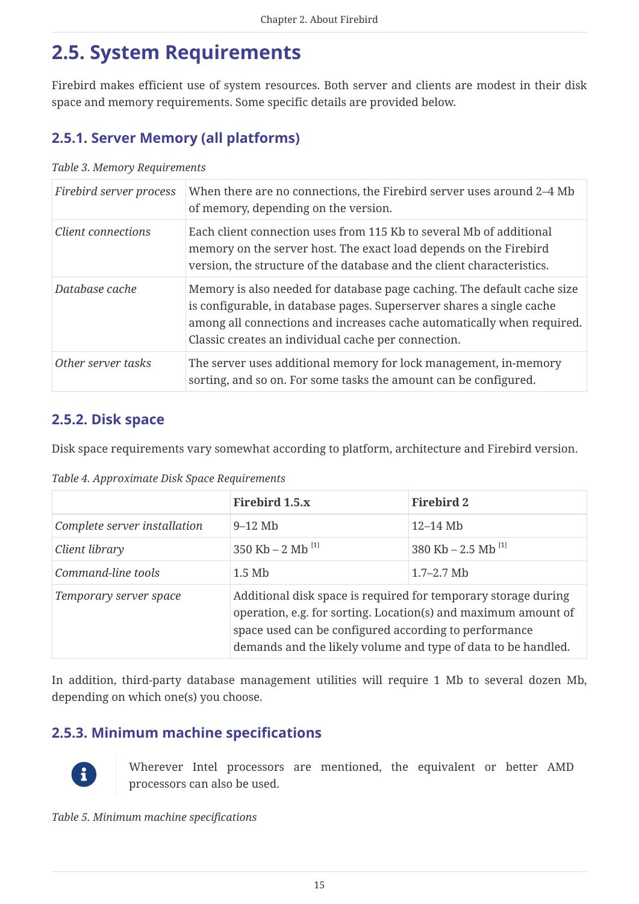## 2.5. System Requirements

Firebird makes efficient use of system resources. Both server and clients are modest in their disk space and memory requirements. Some specific details are provided below.

### 2.5.1. Server Memory (all platforms)

*Table 3. Memory Requirements*

| | |
|---|---|
| *Firebird server process* | When there are no connections, the Firebird server uses around 2–4 Mb of memory, depending on the version. |
| *Client connections* | Each client connection uses from 115 Kb to several Mb of additional memory on the server host. The exact load depends on the Firebird version, the structure of the database and the client characteristics. |
| *Database cache* | Memory is also needed for database page caching. The default cache size is configurable, in database pages. Superserver shares a single cache among all connections and increases cache automatically when required. Classic creates an individual cache per connection. |
| *Other server tasks* | The server uses additional memory for lock management, in-memory sorting, and so on. For some tasks the amount can be configured. |

### 2.5.2. Disk space

Disk space requirements vary somewhat according to platform, architecture and Firebird version.

*Table 4. Approximate Disk Space Requirements*

| | Firebird 1.5.x | Firebird 2 |
|---|---|---|
| *Complete server installation* | 9–12 Mb | 12–14 Mb |
| *Client library* | 350 Kb – 2 Mb [1] | 380 Kb – 2.5 Mb [1] |
| *Command-line tools* | 1.5 Mb | 1.7–2.7 Mb |
| *Temporary server space* | Additional disk space is required for temporary storage during operation, e.g. for sorting. Location(s) and maximum amount of space used can be configured according to performance demands and the likely volume and type of data to be handled. | |

In addition, third-party database management utilities will require 1 Mb to several dozen Mb, depending on which one(s) you choose.

### 2.5.3. Minimum machine specifications

> Wherever Intel processors are mentioned, the equivalent or better AMD processors can also be used.

*Table 5. Minimum machine specifications*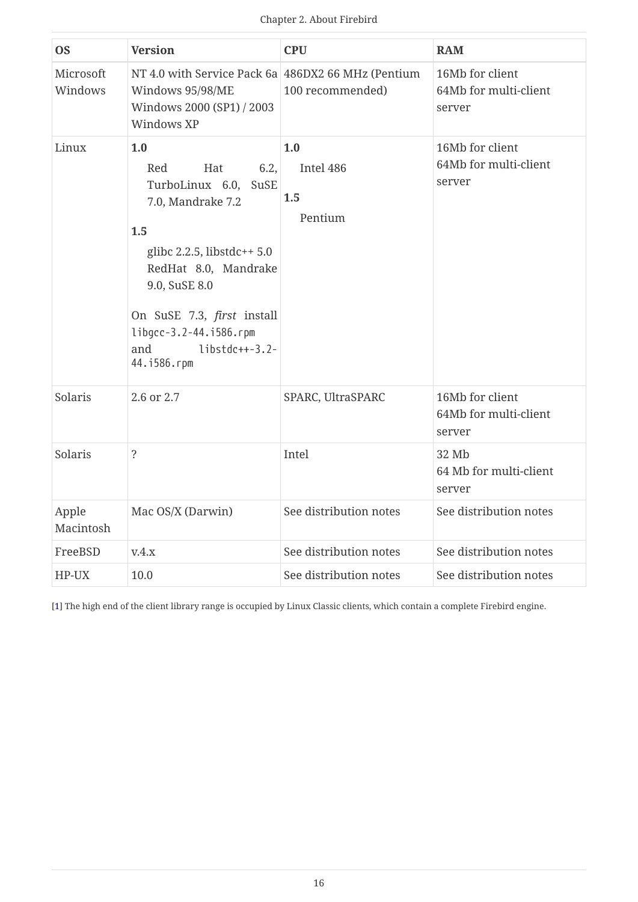| OS | Version | CPU | RAM |
|---|---|---|---|
| Microsoft Windows | NT 4.0 with Service Pack 6a<br>Windows 95/98/ME<br>Windows 2000 (SP1) / 2003<br>Windows XP | 486DX2 66 MHz (Pentium 100 recommended) | 16Mb for client<br>64Mb for multi-client server |
| Linux | **1.0**<br>Red Hat 6.2, TurboLinux 6.0, SuSE 7.0, Mandrake 7.2<br>**1.5**<br>glibc 2.2.5, libstdc++ 5.0<br>RedHat 8.0, Mandrake 9.0, SuSE 8.0<br><br>On SuSE 7.3, *first* install `libgcc-3.2-44.i586.rpm` and `libstdc++-3.2-44.i586.rpm` | **1.0**<br>Intel 486<br>**1.5**<br>Pentium | 16Mb for client<br>64Mb for multi-client server |
| Solaris | 2.6 or 2.7 | SPARC, UltraSPARC | 16Mb for client<br>64Mb for multi-client server |
| Solaris | ? | Intel | 32 Mb<br>64 Mb for multi-client server |
| Apple Macintosh | Mac OS/X (Darwin) | See distribution notes | See distribution notes |
| FreeBSD | v.4.x | See distribution notes | See distribution notes |
| HP-UX | 10.0 | See distribution notes | See distribution notes |

[1] The high end of the client library range is occupied by Linux Classic clients, which contain a complete Firebird engine.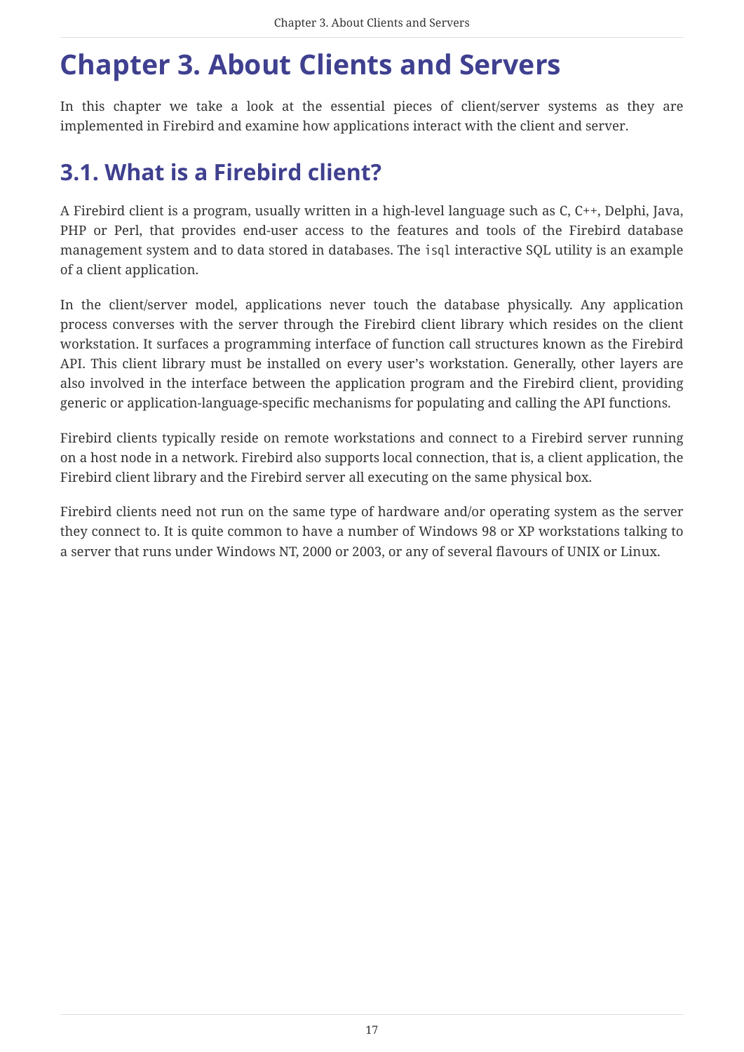# Chapter 3. About Clients and Servers

In this chapter we take a look at the essential pieces of client/server systems as they are implemented in Firebird and examine how applications interact with the client and server.

## 3.1. What is a Firebird client?

A Firebird client is a program, usually written in a high-level language such as C, C++, Delphi, Java, PHP or Perl, that provides end-user access to the features and tools of the Firebird database management system and to data stored in databases. The `isql` interactive SQL utility is an example of a client application.

In the client/server model, applications never touch the database physically. Any application process converses with the server through the Firebird client library which resides on the client workstation. It surfaces a programming interface of function call structures known as the Firebird API. This client library must be installed on every user's workstation. Generally, other layers are also involved in the interface between the application program and the Firebird client, providing generic or application-language-specific mechanisms for populating and calling the API functions.

Firebird clients typically reside on remote workstations and connect to a Firebird server running on a host node in a network. Firebird also supports local connection, that is, a client application, the Firebird client library and the Firebird server all executing on the same physical box.

Firebird clients need not run on the same type of hardware and/or operating system as the server they connect to. It is quite common to have a number of Windows 98 or XP workstations talking to a server that runs under Windows NT, 2000 or 2003, or any of several flavours of UNIX or Linux.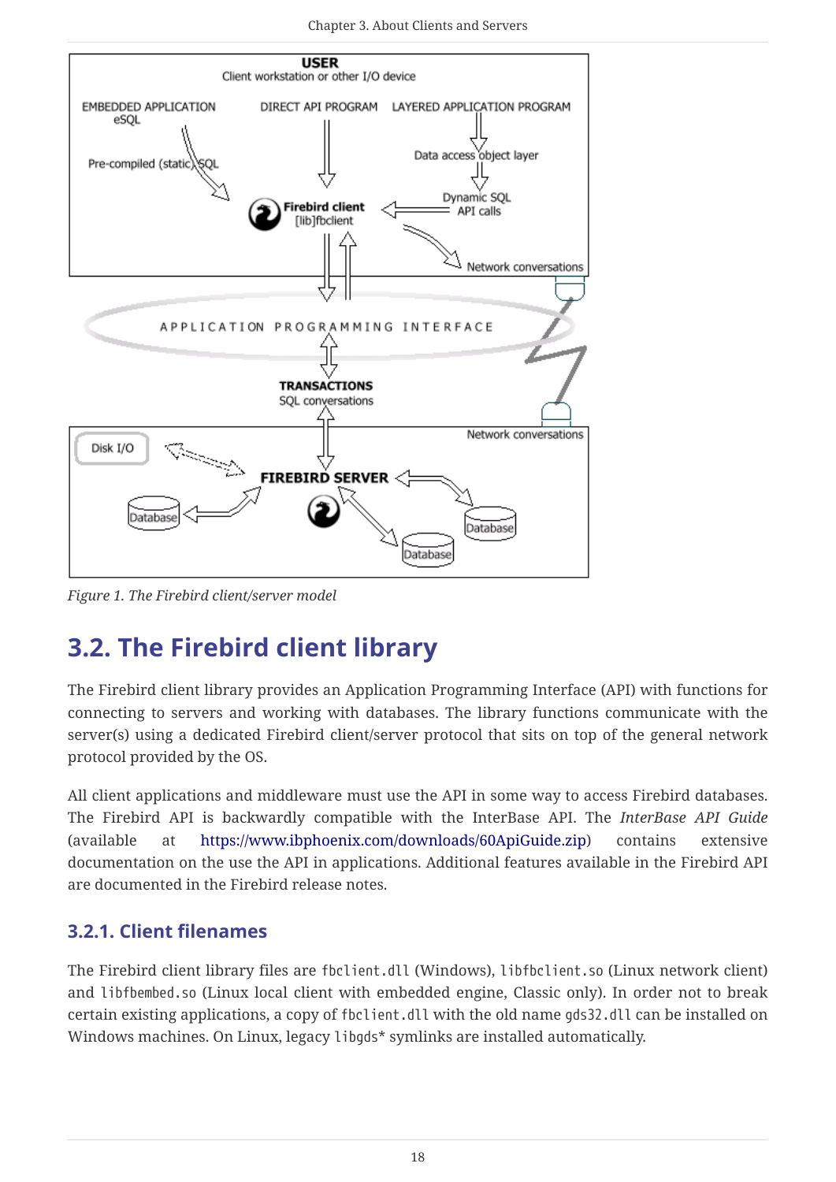*Figure 1. The Firebird client/server model*

## 3.2. The Firebird client library

The Firebird client library provides an Application Programming Interface (API) with functions for connecting to servers and working with databases. The library functions communicate with the server(s) using a dedicated Firebird client/server protocol that sits on top of the general network protocol provided by the OS.

All client applications and middleware must use the API in some way to access Firebird databases. The Firebird API is backwardly compatible with the InterBase API. The *InterBase API Guide* (available at https://www.ibphoenix.com/downloads/60ApiGuide.zip) contains extensive documentation on the use the API in applications. Additional features available in the Firebird API are documented in the Firebird release notes.

### 3.2.1. Client filenames

The Firebird client library files are `fbclient.dll` (Windows), `libfbclient.so` (Linux network client) and `libfbembed.so` (Linux local client with embedded engine, Classic only). In order not to break certain existing applications, a copy of `fbclient.dll` with the old name `gds32.dll` can be installed on Windows machines. On Linux, legacy `libgds*` symlinks are installed automatically.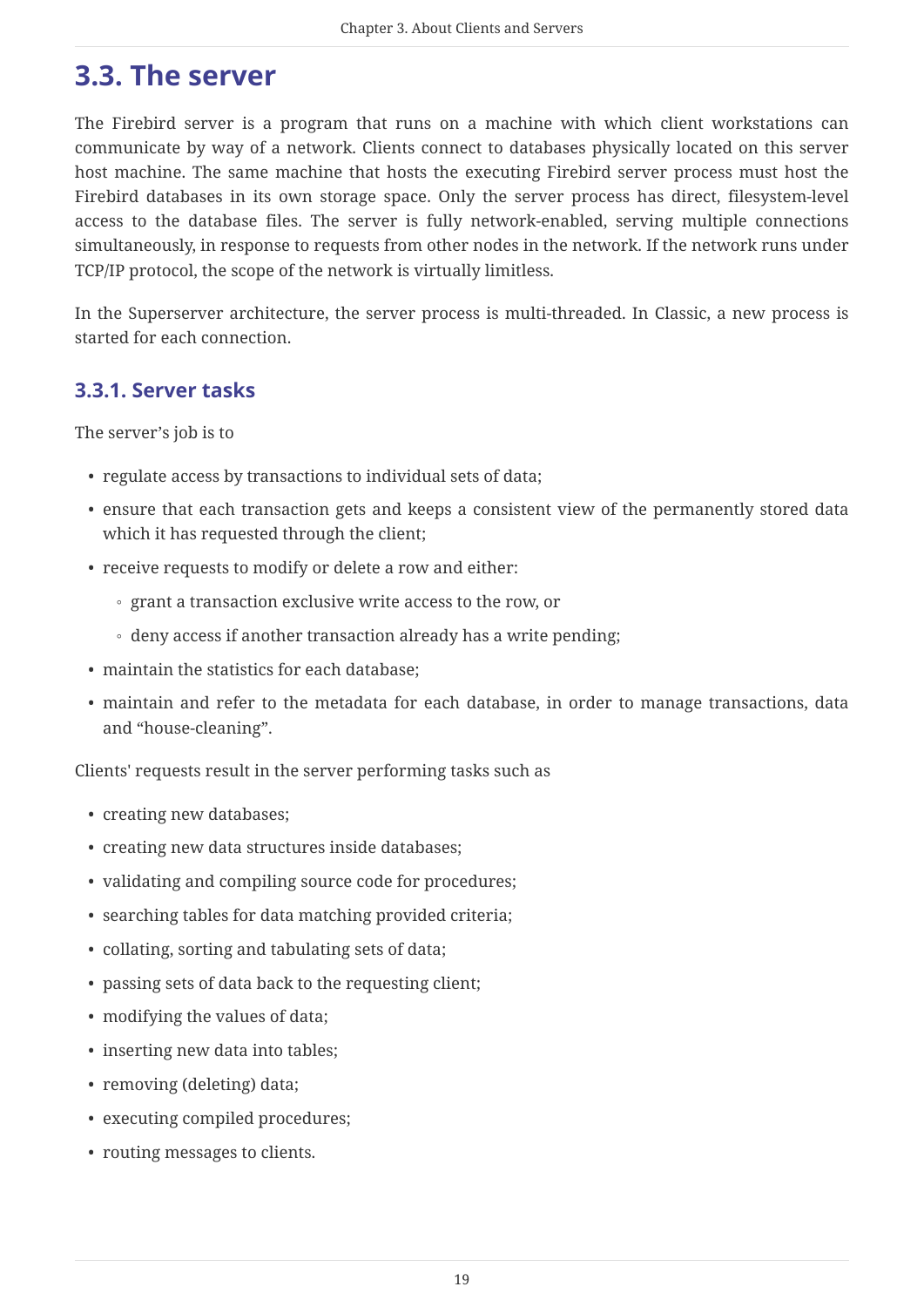## 3.3. The server

The Firebird server is a program that runs on a machine with which client workstations can communicate by way of a network. Clients connect to databases physically located on this server host machine. The same machine that hosts the executing Firebird server process must host the Firebird databases in its own storage space. Only the server process has direct, filesystem-level access to the database files. The server is fully network-enabled, serving multiple connections simultaneously, in response to requests from other nodes in the network. If the network runs under TCP/IP protocol, the scope of the network is virtually limitless.

In the Superserver architecture, the server process is multi-threaded. In Classic, a new process is started for each connection.

### 3.3.1. Server tasks

The server's job is to

- regulate access by transactions to individual sets of data;
- ensure that each transaction gets and keeps a consistent view of the permanently stored data which it has requested through the client;
- receive requests to modify or delete a row and either:
  - grant a transaction exclusive write access to the row, or
  - deny access if another transaction already has a write pending;
- maintain the statistics for each database;
- maintain and refer to the metadata for each database, in order to manage transactions, data and "house-cleaning".

Clients' requests result in the server performing tasks such as

- creating new databases;
- creating new data structures inside databases;
- validating and compiling source code for procedures;
- searching tables for data matching provided criteria;
- collating, sorting and tabulating sets of data;
- passing sets of data back to the requesting client;
- modifying the values of data;
- inserting new data into tables;
- removing (deleting) data;
- executing compiled procedures;
- routing messages to clients.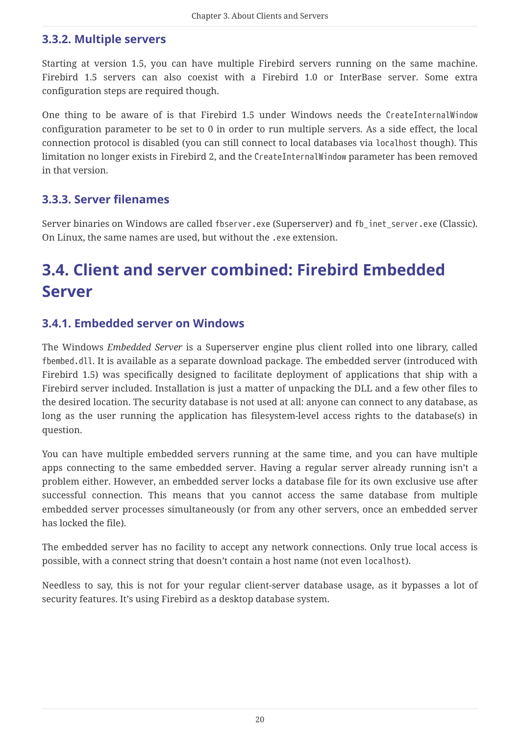### 3.3.2. Multiple servers

Starting at version 1.5, you can have multiple Firebird servers running on the same machine. Firebird 1.5 servers can also coexist with a Firebird 1.0 or InterBase server. Some extra configuration steps are required though.

One thing to be aware of is that Firebird 1.5 under Windows needs the `CreateInternalWindow` configuration parameter to be set to 0 in order to run multiple servers. As a side effect, the local connection protocol is disabled (you can still connect to local databases via `localhost` though). This limitation no longer exists in Firebird 2, and the `CreateInternalWindow` parameter has been removed in that version.

### 3.3.3. Server filenames

Server binaries on Windows are called `fbserver.exe` (Superserver) and `fb_inet_server.exe` (Classic). On Linux, the same names are used, but without the `.exe` extension.

## 3.4. Client and server combined: Firebird Embedded Server

### 3.4.1. Embedded server on Windows

The Windows *Embedded Server* is a Superserver engine plus client rolled into one library, called `fbembed.dll`. It is available as a separate download package. The embedded server (introduced with Firebird 1.5) was specifically designed to facilitate deployment of applications that ship with a Firebird server included. Installation is just a matter of unpacking the DLL and a few other files to the desired location. The security database is not used at all: anyone can connect to any database, as long as the user running the application has filesystem-level access rights to the database(s) in question.

You can have multiple embedded servers running at the same time, and you can have multiple apps connecting to the same embedded server. Having a regular server already running isn't a problem either. However, an embedded server locks a database file for its own exclusive use after successful connection. This means that you cannot access the same database from multiple embedded server processes simultaneously (or from any other servers, once an embedded server has locked the file).

The embedded server has no facility to accept any network connections. Only true local access is possible, with a connect string that doesn't contain a host name (not even `localhost`).

Needless to say, this is not for your regular client-server database usage, as it bypasses a lot of security features. It's using Firebird as a desktop database system.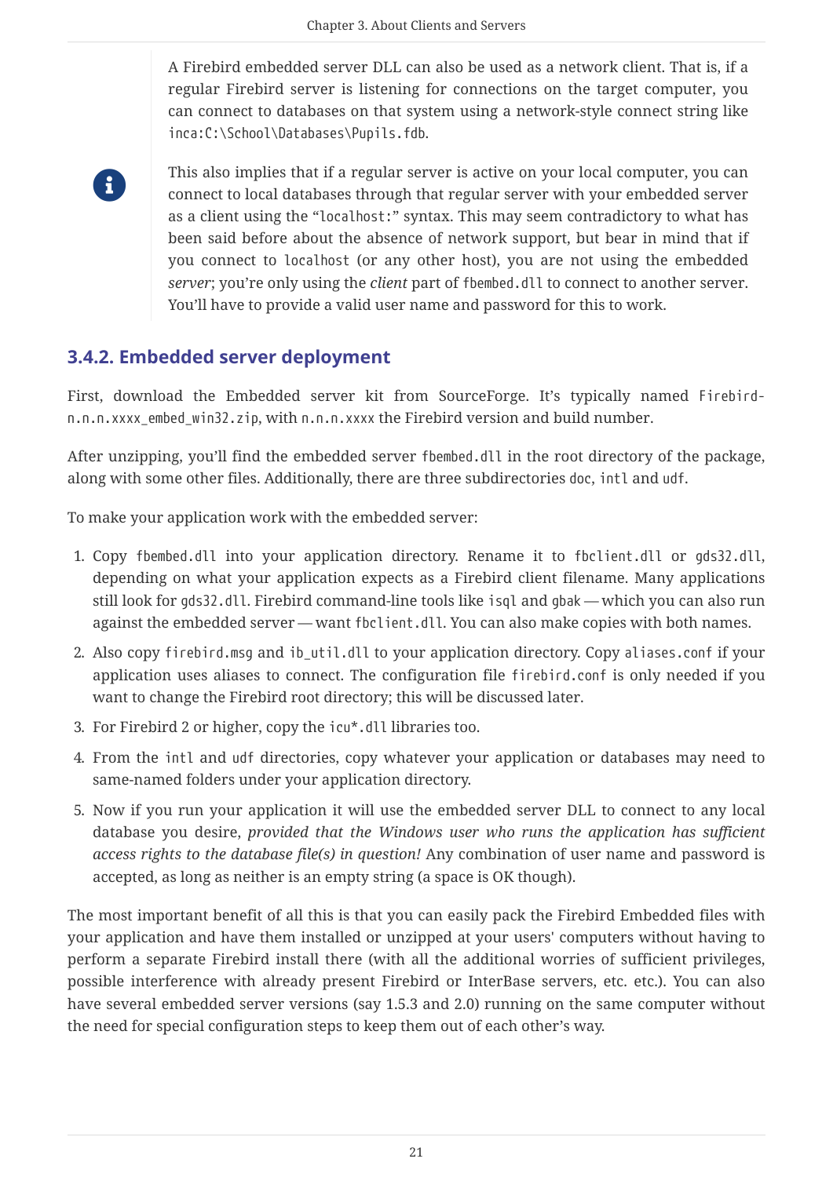> A Firebird embedded server DLL can also be used as a network client. That is, if a regular Firebird server is listening for connections on the target computer, you can connect to databases on that system using a network-style connect string like `inca:C:\School\Databases\Pupils.fdb`.
>
> This also implies that if a regular server is active on your local computer, you can connect to local databases through that regular server with your embedded server as a client using the "`localhost:`" syntax. This may seem contradictory to what has been said before about the absence of network support, but bear in mind that if you connect to `localhost` (or any other host), you are not using the embedded *server*; you're only using the *client* part of `fbembed.dll` to connect to another server. You'll have to provide a valid user name and password for this to work.

### 3.4.2. Embedded server deployment

First, download the Embedded server kit from SourceForge. It's typically named `Firebird-n.n.n.xxxx_embed_win32.zip`, with `n.n.n.xxxx` the Firebird version and build number.

After unzipping, you'll find the embedded server `fbembed.dll` in the root directory of the package, along with some other files. Additionally, there are three subdirectories `doc`, `intl` and `udf`.

To make your application work with the embedded server:

1. Copy `fbembed.dll` into your application directory. Rename it to `fbclient.dll` or `gds32.dll`, depending on what your application expects as a Firebird client filename. Many applications still look for `gds32.dll`. Firebird command-line tools like `isql` and `gbak` — which you can also run against the embedded server — want `fbclient.dll`. You can also make copies with both names.
2. Also copy `firebird.msg` and `ib_util.dll` to your application directory. Copy `aliases.conf` if your application uses aliases to connect. The configuration file `firebird.conf` is only needed if you want to change the Firebird root directory; this will be discussed later.
3. For Firebird 2 or higher, copy the `icu*.dll` libraries too.
4. From the `intl` and `udf` directories, copy whatever your application or databases may need to same-named folders under your application directory.
5. Now if you run your application it will use the embedded server DLL to connect to any local database you desire, *provided that the Windows user who runs the application has sufficient access rights to the database file(s) in question!* Any combination of user name and password is accepted, as long as neither is an empty string (a space is OK though).

The most important benefit of all this is that you can easily pack the Firebird Embedded files with your application and have them installed or unzipped at your users' computers without having to perform a separate Firebird install there (with all the additional worries of sufficient privileges, possible interference with already present Firebird or InterBase servers, etc. etc.). You can also have several embedded server versions (say 1.5.3 and 2.0) running on the same computer without the need for special configuration steps to keep them out of each other's way.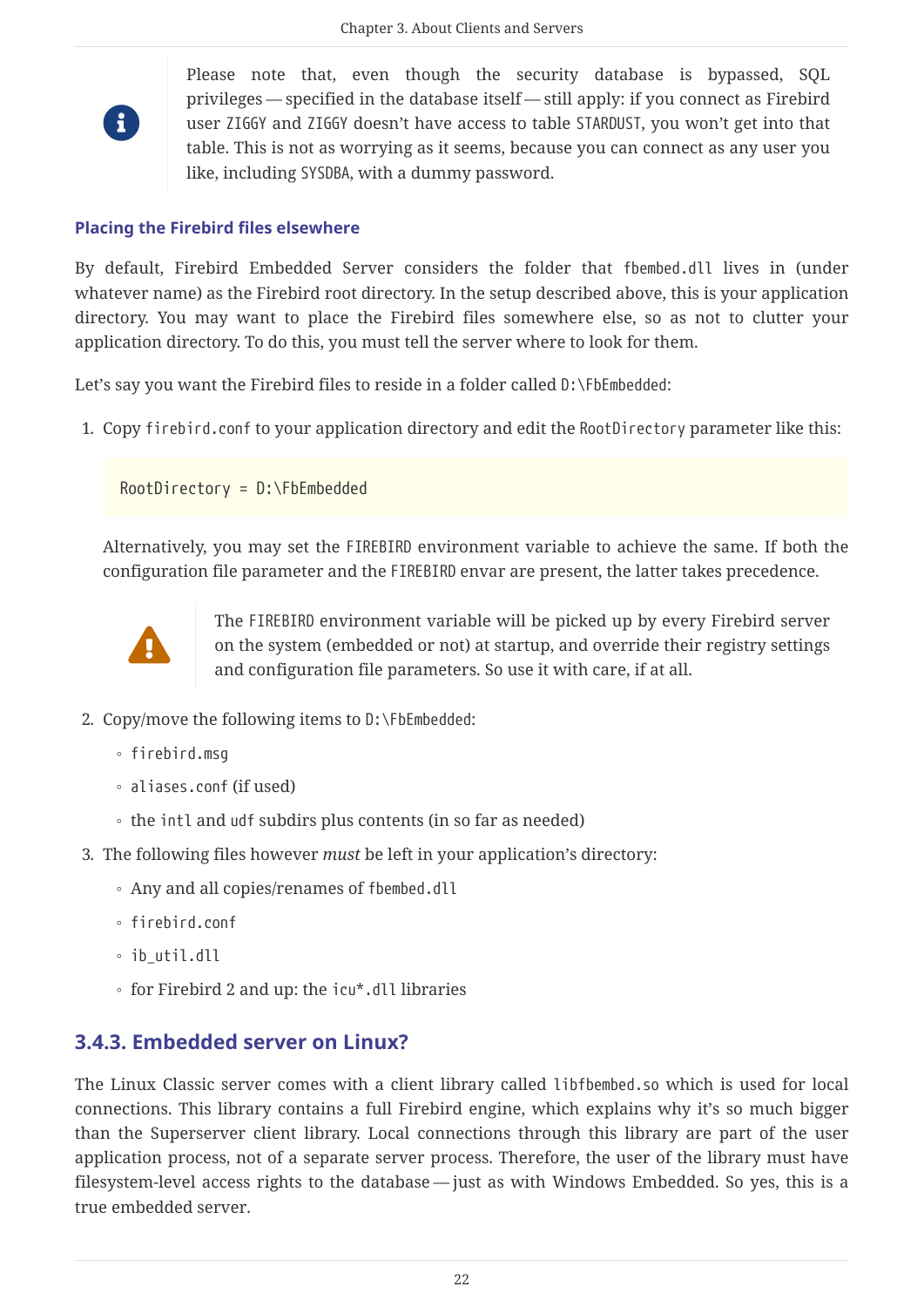> **Note:** Please note that, even though the security database is bypassed, SQL privileges — specified in the database itself — still apply: if you connect as Firebird user `ZIGGY` and `ZIGGY` doesn't have access to table `STARDUST`, you won't get into that table. This is not as worrying as it seems, because you can connect as any user you like, including `SYSDBA`, with a dummy password.

#### Placing the Firebird files elsewhere

By default, Firebird Embedded Server considers the folder that `fbembed.dll` lives in (under whatever name) as the Firebird root directory. In the setup described above, this is your application directory. You may want to place the Firebird files somewhere else, so as not to clutter your application directory. To do this, you must tell the server where to look for them.

Let's say you want the Firebird files to reside in a folder called `D:\FbEmbedded`:

1. Copy `firebird.conf` to your application directory and edit the `RootDirectory` parameter like this:

   ```
   RootDirectory = D:\FbEmbedded
   ```

   Alternatively, you may set the `FIREBIRD` environment variable to achieve the same. If both the configuration file parameter and the `FIREBIRD` envar are present, the latter takes precedence.

   > **Warning:** The `FIREBIRD` environment variable will be picked up by every Firebird server on the system (embedded or not) at startup, and override their registry settings and configuration file parameters. So use it with care, if at all.

2. Copy/move the following items to `D:\FbEmbedded`:
   - `firebird.msg`
   - `aliases.conf` (if used)
   - the `intl` and `udf` subdirs plus contents (in so far as needed)

3. The following files however *must* be left in your application's directory:
   - Any and all copies/renames of `fbembed.dll`
   - `firebird.conf`
   - `ib_util.dll`
   - for Firebird 2 and up: the `icu*.dll` libraries

### 3.4.3. Embedded server on Linux?

The Linux Classic server comes with a client library called `libfbembed.so` which is used for local connections. This library contains a full Firebird engine, which explains why it's so much bigger than the Superserver client library. Local connections through this library are part of the user application process, not of a separate server process. Therefore, the user of the library must have filesystem-level access rights to the database — just as with Windows Embedded. So yes, this is a true embedded server.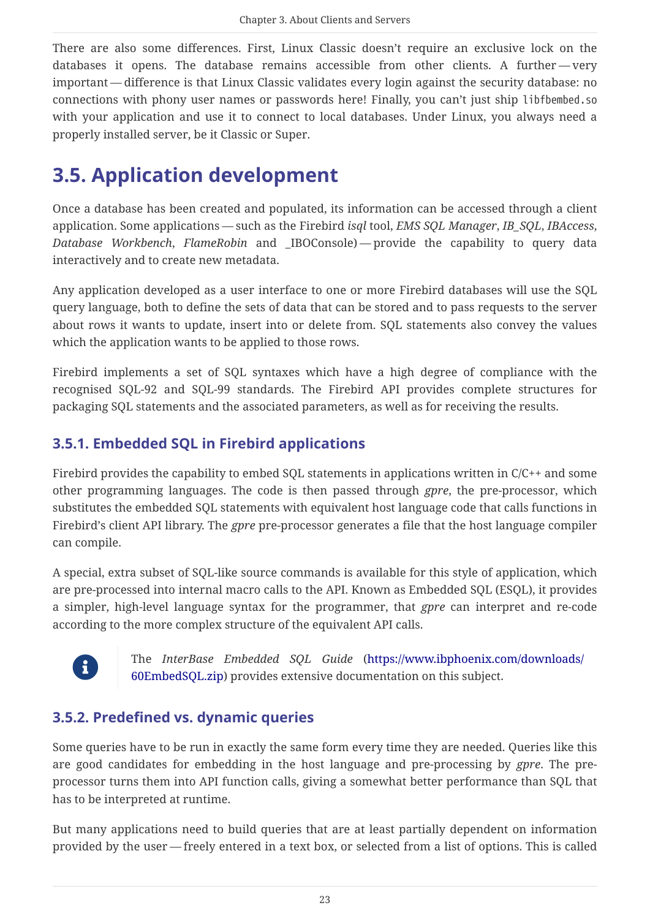There are also some differences. First, Linux Classic doesn't require an exclusive lock on the databases it opens. The database remains accessible from other clients. A further — very important — difference is that Linux Classic validates every login against the security database: no connections with phony user names or passwords here! Finally, you can't just ship `libfbembed.so` with your application and use it to connect to local databases. Under Linux, you always need a properly installed server, be it Classic or Super.

## 3.5. Application development

Once a database has been created and populated, its information can be accessed through a client application. Some applications — such as the Firebird *isql* tool, *EMS SQL Manager*, *IB_SQL*, *IBAccess*, *Database Workbench*, *FlameRobin* and _IBOConsole) — provide the capability to query data interactively and to create new metadata.

Any application developed as a user interface to one or more Firebird databases will use the SQL query language, both to define the sets of data that can be stored and to pass requests to the server about rows it wants to update, insert into or delete from. SQL statements also convey the values which the application wants to be applied to those rows.

Firebird implements a set of SQL syntaxes which have a high degree of compliance with the recognised SQL-92 and SQL-99 standards. The Firebird API provides complete structures for packaging SQL statements and the associated parameters, as well as for receiving the results.

### 3.5.1. Embedded SQL in Firebird applications

Firebird provides the capability to embed SQL statements in applications written in C/C++ and some other programming languages. The code is then passed through *gpre*, the pre-processor, which substitutes the embedded SQL statements with equivalent host language code that calls functions in Firebird's client API library. The *gpre* pre-processor generates a file that the host language compiler can compile.

A special, extra subset of SQL-like source commands is available for this style of application, which are pre-processed into internal macro calls to the API. Known as Embedded SQL (ESQL), it provides a simpler, high-level language syntax for the programmer, that *gpre* can interpret and re-code according to the more complex structure of the equivalent API calls.

> The *InterBase Embedded SQL Guide* (https://www.ibphoenix.com/downloads/60EmbedSQL.zip) provides extensive documentation on this subject.

### 3.5.2. Predefined vs. dynamic queries

Some queries have to be run in exactly the same form every time they are needed. Queries like this are good candidates for embedding in the host language and pre-processing by *gpre*. The pre-processor turns them into API function calls, giving a somewhat better performance than SQL that has to be interpreted at runtime.

But many applications need to build queries that are at least partially dependent on information provided by the user — freely entered in a text box, or selected from a list of options. This is called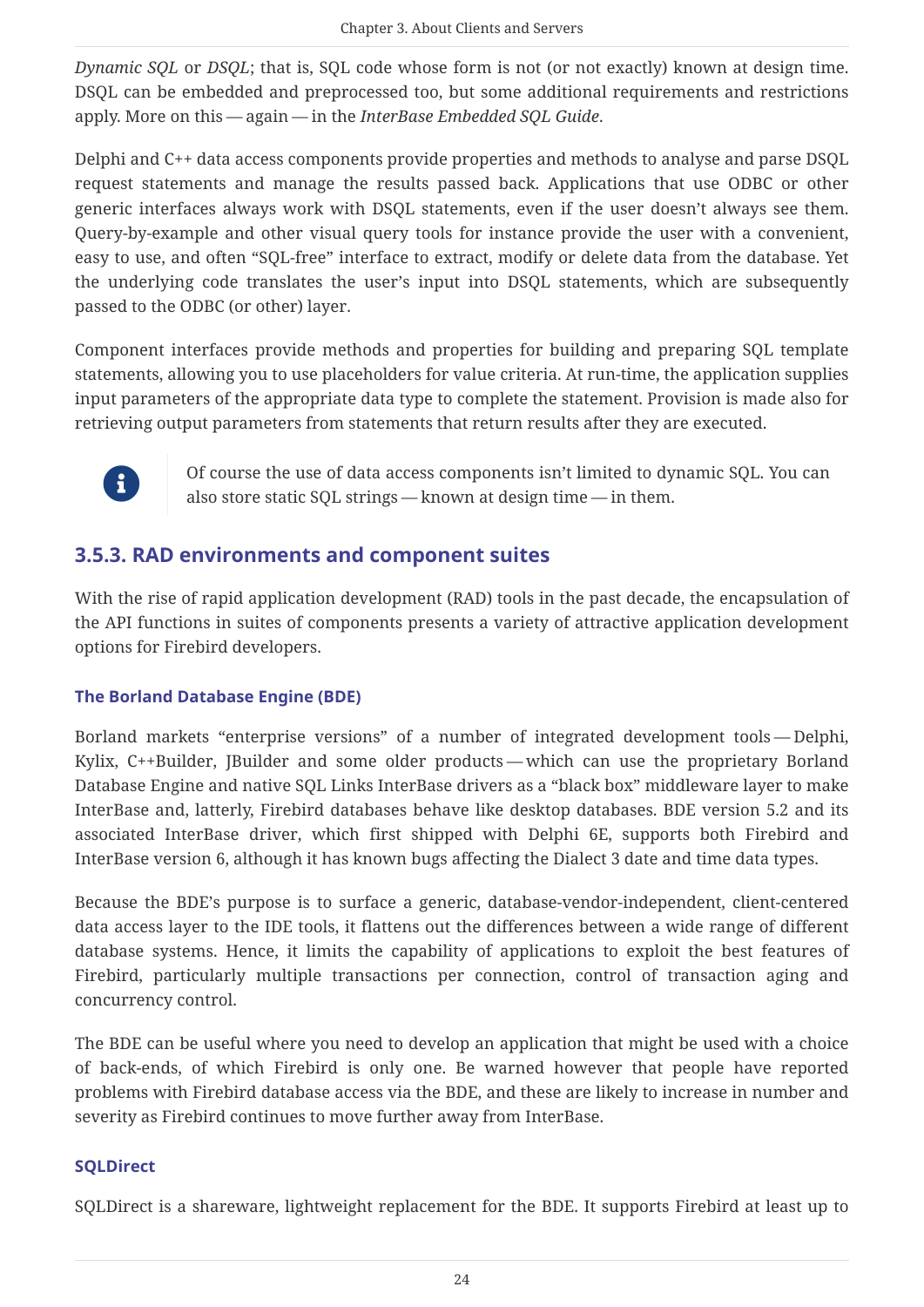*Dynamic SQL* or *DSQL*; that is, SQL code whose form is not (or not exactly) known at design time. DSQL can be embedded and preprocessed too, but some additional requirements and restrictions apply. More on this — again — in the *InterBase Embedded SQL Guide*.

Delphi and C++ data access components provide properties and methods to analyse and parse DSQL request statements and manage the results passed back. Applications that use ODBC or other generic interfaces always work with DSQL statements, even if the user doesn't always see them. Query-by-example and other visual query tools for instance provide the user with a convenient, easy to use, and often “SQL-free” interface to extract, modify or delete data from the database. Yet the underlying code translates the user's input into DSQL statements, which are subsequently passed to the ODBC (or other) layer.

Component interfaces provide methods and properties for building and preparing SQL template statements, allowing you to use placeholders for value criteria. At run-time, the application supplies input parameters of the appropriate data type to complete the statement. Provision is made also for retrieving output parameters from statements that return results after they are executed.

> Of course the use of data access components isn't limited to dynamic SQL. You can also store static SQL strings — known at design time — in them.

### 3.5.3. RAD environments and component suites

With the rise of rapid application development (RAD) tools in the past decade, the encapsulation of the API functions in suites of components presents a variety of attractive application development options for Firebird developers.

#### The Borland Database Engine (BDE)

Borland markets “enterprise versions” of a number of integrated development tools — Delphi, Kylix, C++Builder, JBuilder and some older products — which can use the proprietary Borland Database Engine and native SQL Links InterBase drivers as a “black box” middleware layer to make InterBase and, latterly, Firebird databases behave like desktop databases. BDE version 5.2 and its associated InterBase driver, which first shipped with Delphi 6E, supports both Firebird and InterBase version 6, although it has known bugs affecting the Dialect 3 date and time data types.

Because the BDE's purpose is to surface a generic, database-vendor-independent, client-centered data access layer to the IDE tools, it flattens out the differences between a wide range of different database systems. Hence, it limits the capability of applications to exploit the best features of Firebird, particularly multiple transactions per connection, control of transaction aging and concurrency control.

The BDE can be useful where you need to develop an application that might be used with a choice of back-ends, of which Firebird is only one. Be warned however that people have reported problems with Firebird database access via the BDE, and these are likely to increase in number and severity as Firebird continues to move further away from InterBase.

#### SQLDirect

SQLDirect is a shareware, lightweight replacement for the BDE. It supports Firebird at least up to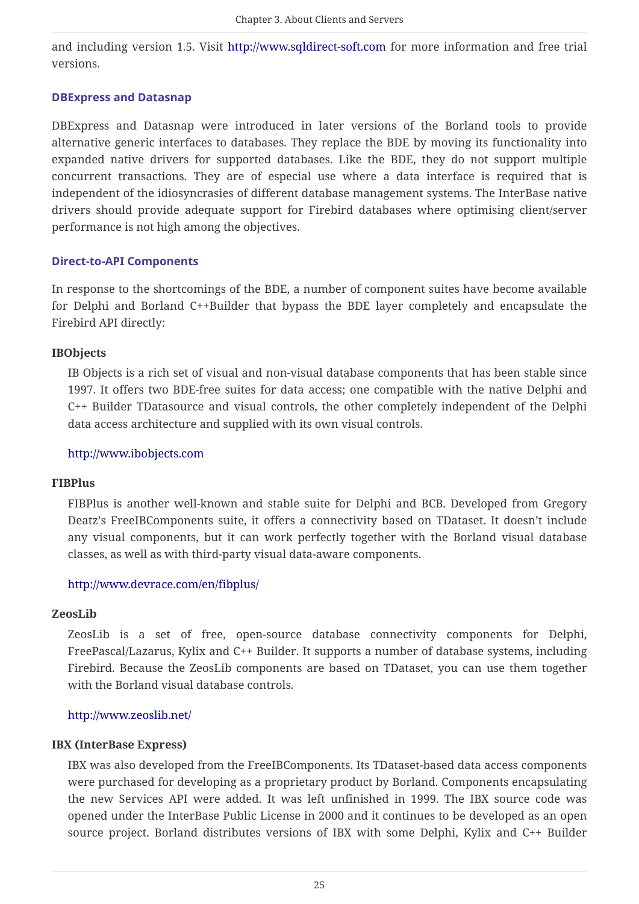and including version 1.5. Visit http://www.sqldirect-soft.com for more information and free trial versions.

#### DBExpress and Datasnap

DBExpress and Datasnap were introduced in later versions of the Borland tools to provide alternative generic interfaces to databases. They replace the BDE by moving its functionality into expanded native drivers for supported databases. Like the BDE, they do not support multiple concurrent transactions. They are of especial use where a data interface is required that is independent of the idiosyncrasies of different database management systems. The InterBase native drivers should provide adequate support for Firebird databases where optimising client/server performance is not high among the objectives.

#### Direct-to-API Components

In response to the shortcomings of the BDE, a number of component suites have become available for Delphi and Borland C++Builder that bypass the BDE layer completely and encapsulate the Firebird API directly:

**IBObjects**

IB Objects is a rich set of visual and non-visual database components that has been stable since 1997. It offers two BDE-free suites for data access; one compatible with the native Delphi and C++ Builder TDatasource and visual controls, the other completely independent of the Delphi data access architecture and supplied with its own visual controls.

http://www.ibobjects.com

**FIBPlus**

FIBPlus is another well-known and stable suite for Delphi and BCB. Developed from Gregory Deatz's FreeIBComponents suite, it offers a connectivity based on TDataset. It doesn't include any visual components, but it can work perfectly together with the Borland visual database classes, as well as with third-party visual data-aware components.

http://www.devrace.com/en/fibplus/

**ZeosLib**

ZeosLib is a set of free, open-source database connectivity components for Delphi, FreePascal/Lazarus, Kylix and C++ Builder. It supports a number of database systems, including Firebird. Because the ZeosLib components are based on TDataset, you can use them together with the Borland visual database controls.

http://www.zeoslib.net/

**IBX (InterBase Express)**

IBX was also developed from the FreeIBComponents. Its TDataset-based data access components were purchased for developing as a proprietary product by Borland. Components encapsulating the new Services API were added. It was left unfinished in 1999. The IBX source code was opened under the InterBase Public License in 2000 and it continues to be developed as an open source project. Borland distributes versions of IBX with some Delphi, Kylix and C++ Builder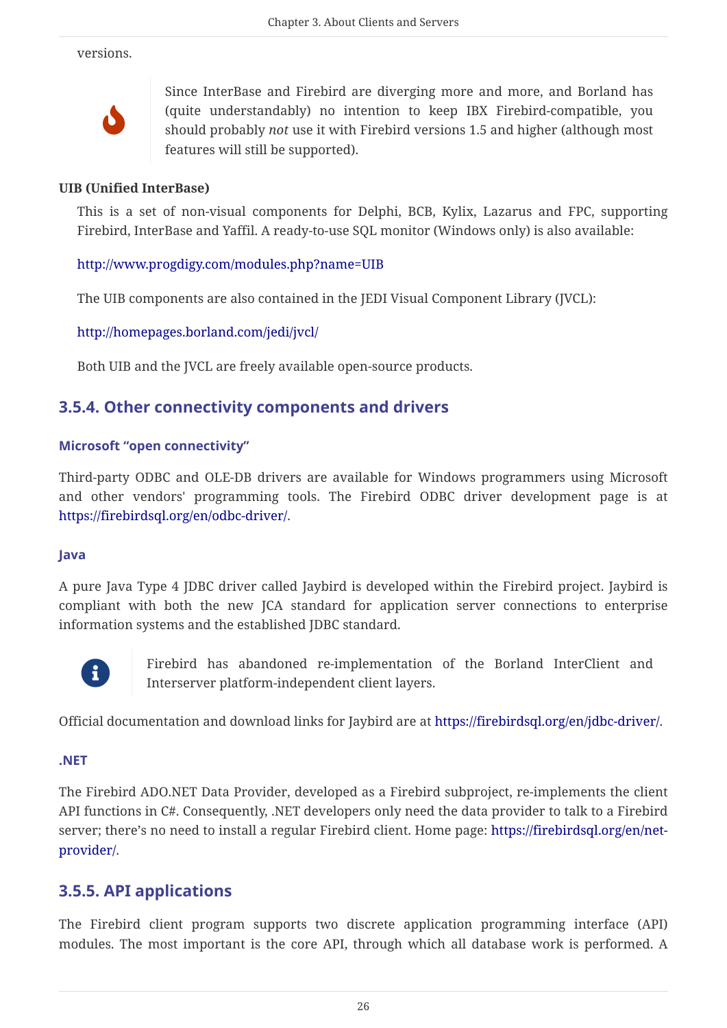versions.

> Since InterBase and Firebird are diverging more and more, and Borland has (quite understandably) no intention to keep IBX Firebird-compatible, you should probably *not* use it with Firebird versions 1.5 and higher (although most features will still be supported).

**UIB (Unified InterBase)**

This is a set of non-visual components for Delphi, BCB, Kylix, Lazarus and FPC, supporting Firebird, InterBase and Yaffil. A ready-to-use SQL monitor (Windows only) is also available:

http://www.progdigy.com/modules.php?name=UIB

The UIB components are also contained in the JEDI Visual Component Library (JVCL):

http://homepages.borland.com/jedi/jvcl/

Both UIB and the JVCL are freely available open-source products.

### 3.5.4. Other connectivity components and drivers

#### Microsoft “open connectivity”

Third-party ODBC and OLE-DB drivers are available for Windows programmers using Microsoft and other vendors' programming tools. The Firebird ODBC driver development page is at https://firebirdsql.org/en/odbc-driver/.

#### Java

A pure Java Type 4 JDBC driver called Jaybird is developed within the Firebird project. Jaybird is compliant with both the new JCA standard for application server connections to enterprise information systems and the established JDBC standard.

> Firebird has abandoned re-implementation of the Borland InterClient and Interserver platform-independent client layers.

Official documentation and download links for Jaybird are at https://firebirdsql.org/en/jdbc-driver/.

#### .NET

The Firebird ADO.NET Data Provider, developed as a Firebird subproject, re-implements the client API functions in C#. Consequently, .NET developers only need the data provider to talk to a Firebird server; there’s no need to install a regular Firebird client. Home page: https://firebirdsql.org/en/net-provider/.

### 3.5.5. API applications

The Firebird client program supports two discrete application programming interface (API) modules. The most important is the core API, through which all database work is performed. A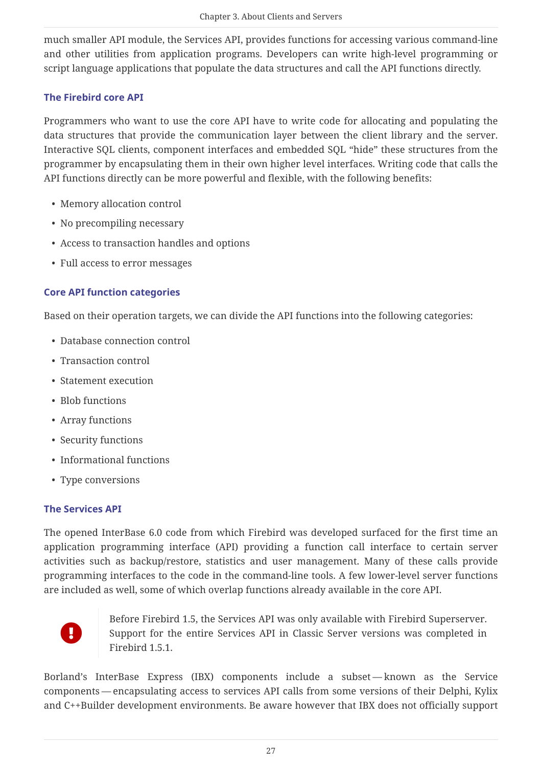much smaller API module, the Services API, provides functions for accessing various command-line and other utilities from application programs. Developers can write high-level programming or script language applications that populate the data structures and call the API functions directly.

### The Firebird core API

Programmers who want to use the core API have to write code for allocating and populating the data structures that provide the communication layer between the client library and the server. Interactive SQL clients, component interfaces and embedded SQL "hide" these structures from the programmer by encapsulating them in their own higher level interfaces. Writing code that calls the API functions directly can be more powerful and flexible, with the following benefits:

- Memory allocation control
- No precompiling necessary
- Access to transaction handles and options
- Full access to error messages

### Core API function categories

Based on their operation targets, we can divide the API functions into the following categories:

- Database connection control
- Transaction control
- Statement execution
- Blob functions
- Array functions
- Security functions
- Informational functions
- Type conversions

### The Services API

The opened InterBase 6.0 code from which Firebird was developed surfaced for the first time an application programming interface (API) providing a function call interface to certain server activities such as backup/restore, statistics and user management. Many of these calls provide programming interfaces to the code in the command-line tools. A few lower-level server functions are included as well, some of which overlap functions already available in the core API.

> Before Firebird 1.5, the Services API was only available with Firebird Superserver. Support for the entire Services API in Classic Server versions was completed in Firebird 1.5.1.

Borland's InterBase Express (IBX) components include a subset — known as the Service components — encapsulating access to services API calls from some versions of their Delphi, Kylix and C++Builder development environments. Be aware however that IBX does not officially support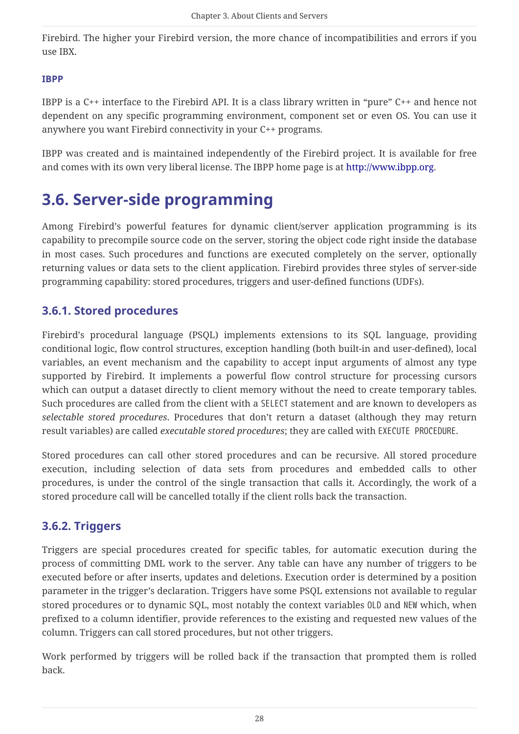Firebird. The higher your Firebird version, the more chance of incompatibilities and errors if you use IBX.

#### IBPP

IBPP is a C++ interface to the Firebird API. It is a class library written in "pure" C++ and hence not dependent on any specific programming environment, component set or even OS. You can use it anywhere you want Firebird connectivity in your C++ programs.

IBPP was created and is maintained independently of the Firebird project. It is available for free and comes with its own very liberal license. The IBPP home page is at http://www.ibpp.org.

## 3.6. Server-side programming

Among Firebird's powerful features for dynamic client/server application programming is its capability to precompile source code on the server, storing the object code right inside the database in most cases. Such procedures and functions are executed completely on the server, optionally returning values or data sets to the client application. Firebird provides three styles of server-side programming capability: stored procedures, triggers and user-defined functions (UDFs).

### 3.6.1. Stored procedures

Firebird's procedural language (PSQL) implements extensions to its SQL language, providing conditional logic, flow control structures, exception handling (both built-in and user-defined), local variables, an event mechanism and the capability to accept input arguments of almost any type supported by Firebird. It implements a powerful flow control structure for processing cursors which can output a dataset directly to client memory without the need to create temporary tables. Such procedures are called from the client with a `SELECT` statement and are known to developers as *selectable stored procedures*. Procedures that don't return a dataset (although they may return result variables) are called *executable stored procedures*; they are called with `EXECUTE PROCEDURE`.

Stored procedures can call other stored procedures and can be recursive. All stored procedure execution, including selection of data sets from procedures and embedded calls to other procedures, is under the control of the single transaction that calls it. Accordingly, the work of a stored procedure call will be cancelled totally if the client rolls back the transaction.

### 3.6.2. Triggers

Triggers are special procedures created for specific tables, for automatic execution during the process of committing DML work to the server. Any table can have any number of triggers to be executed before or after inserts, updates and deletions. Execution order is determined by a position parameter in the trigger's declaration. Triggers have some PSQL extensions not available to regular stored procedures or to dynamic SQL, most notably the context variables `OLD` and `NEW` which, when prefixed to a column identifier, provide references to the existing and requested new values of the column. Triggers can call stored procedures, but not other triggers.

Work performed by triggers will be rolled back if the transaction that prompted them is rolled back.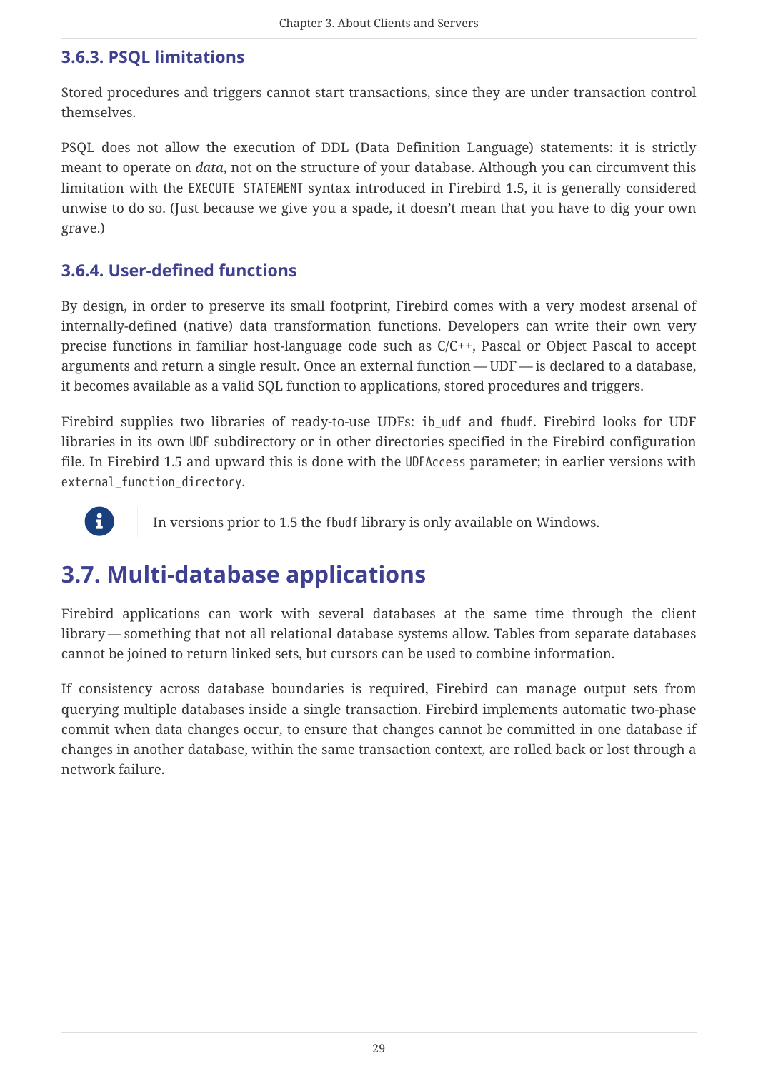### 3.6.3. PSQL limitations

Stored procedures and triggers cannot start transactions, since they are under transaction control themselves.

PSQL does not allow the execution of DDL (Data Definition Language) statements: it is strictly meant to operate on *data*, not on the structure of your database. Although you can circumvent this limitation with the `EXECUTE STATEMENT` syntax introduced in Firebird 1.5, it is generally considered unwise to do so. (Just because we give you a spade, it doesn't mean that you have to dig your own grave.)

### 3.6.4. User-defined functions

By design, in order to preserve its small footprint, Firebird comes with a very modest arsenal of internally-defined (native) data transformation functions. Developers can write their own very precise functions in familiar host-language code such as C/C++, Pascal or Object Pascal to accept arguments and return a single result. Once an external function — UDF — is declared to a database, it becomes available as a valid SQL function to applications, stored procedures and triggers.

Firebird supplies two libraries of ready-to-use UDFs: `ib_udf` and `fbudf`. Firebird looks for UDF libraries in its own `UDF` subdirectory or in other directories specified in the Firebird configuration file. In Firebird 1.5 and upward this is done with the `UDFAccess` parameter; in earlier versions with `external_function_directory`.

> In versions prior to 1.5 the `fbudf` library is only available on Windows.

## 3.7. Multi-database applications

Firebird applications can work with several databases at the same time through the client library — something that not all relational database systems allow. Tables from separate databases cannot be joined to return linked sets, but cursors can be used to combine information.

If consistency across database boundaries is required, Firebird can manage output sets from querying multiple databases inside a single transaction. Firebird implements automatic two-phase commit when data changes occur, to ensure that changes cannot be committed in one database if changes in another database, within the same transaction context, are rolled back or lost through a network failure.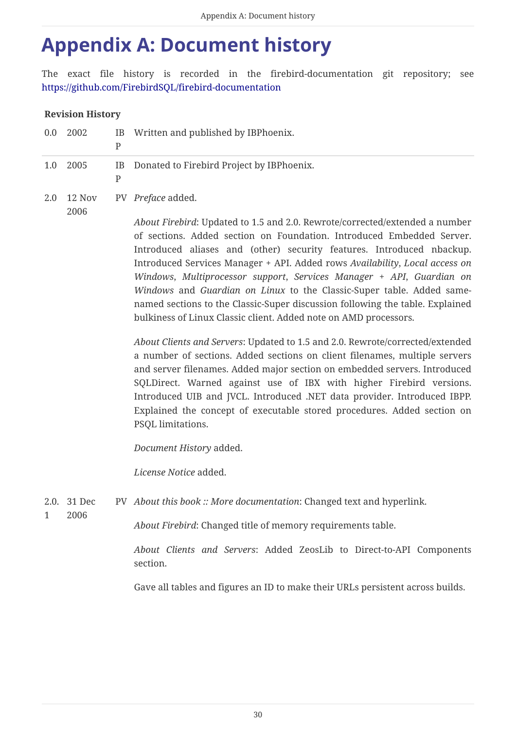# Appendix A: Document history

The exact file history is recorded in the firebird-documentation git repository; see https://github.com/FirebirdSQL/firebird-documentation

**Revision History**

| | | | |
|---|---|---|---|
| 0.0 | 2002 | IBP | Written and published by IBPhoenix. |
| 1.0 | 2005 | IBP | Donated to Firebird Project by IBPhoenix. |
| 2.0 | 12 Nov 2006 | PV | *Preface* added.<br><br>*About Firebird*: Updated to 1.5 and 2.0. Rewrote/corrected/extended a number of sections. Added section on Foundation. Introduced Embedded Server. Introduced aliases and (other) security features. Introduced nbackup. Introduced Services Manager + API. Added rows *Availability*, *Local access on Windows*, *Multiprocessor support*, *Services Manager + API*, *Guardian on Windows* and *Guardian on Linux* to the Classic-Super table. Added same-named sections to the Classic-Super discussion following the table. Explained bulkiness of Linux Classic client. Added note on AMD processors.<br><br>*About Clients and Servers*: Updated to 1.5 and 2.0. Rewrote/corrected/extended a number of sections. Added sections on client filenames, multiple servers and server filenames. Added major section on embedded servers. Introduced SQLDirect. Warned against use of IBX with higher Firebird versions. Introduced UIB and JVCL. Introduced .NET data provider. Introduced IBPP. Explained the concept of executable stored procedures. Added section on PSQL limitations.<br><br>*Document History* added.<br><br>*License Notice* added. |
| 2.0.1 | 31 Dec 2006 | PV | *About this book :: More documentation*: Changed text and hyperlink.<br><br>*About Firebird*: Changed title of memory requirements table.<br><br>*About Clients and Servers*: Added ZeosLib to Direct-to-API Components section.<br><br>Gave all tables and figures an ID to make their URLs persistent across builds. |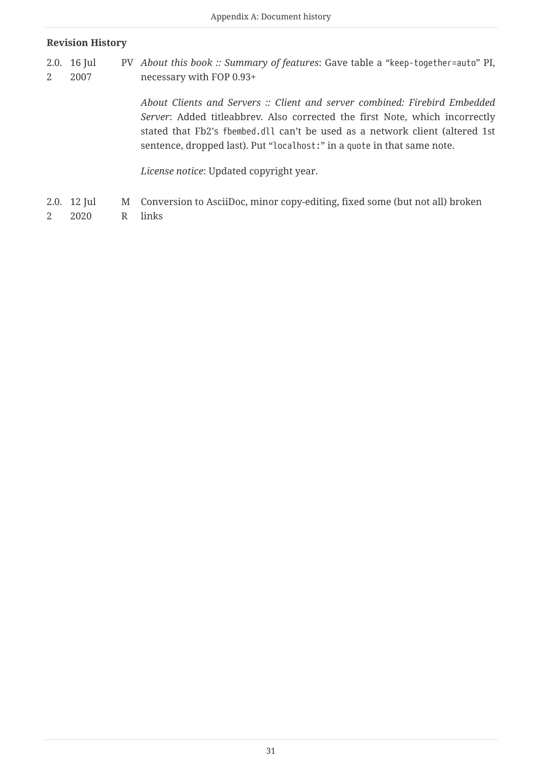**Revision History**

| | | | |
|---|---|---|---|
| 2.0.2 | 16 Jul 2007 | PV | *About this book :: Summary of features*: Gave table a “`keep-together=auto`” PI, necessary with FOP 0.93+<br><br>*About Clients and Servers :: Client and server combined: Firebird Embedded Server*: Added titleabbrev. Also corrected the first Note, which incorrectly stated that Fb2’s `fbembed.dll` can’t be used as a network client (altered 1st sentence, dropped last). Put “`localhost:`” in a `quote` in that same note.<br><br>*License notice*: Updated copyright year. |
| 2.0.2 | 12 Jul 2020 | MR | Conversion to AsciiDoc, minor copy-editing, fixed some (but not all) broken links |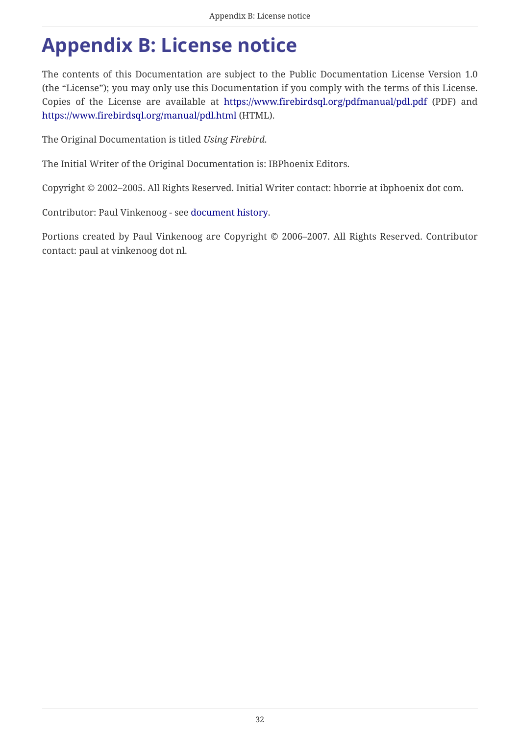# Appendix B: License notice

The contents of this Documentation are subject to the Public Documentation License Version 1.0 (the "License"); you may only use this Documentation if you comply with the terms of this License. Copies of the License are available at https://www.firebirdsql.org/pdfmanual/pdl.pdf (PDF) and https://www.firebirdsql.org/manual/pdl.html (HTML).

The Original Documentation is titled *Using Firebird*.

The Initial Writer of the Original Documentation is: IBPhoenix Editors.

Copyright © 2002–2005. All Rights Reserved. Initial Writer contact: hborrie at ibphoenix dot com.

Contributor: Paul Vinkenoog - see document history.

Portions created by Paul Vinkenoog are Copyright © 2006–2007. All Rights Reserved. Contributor contact: paul at vinkenoog dot nl.